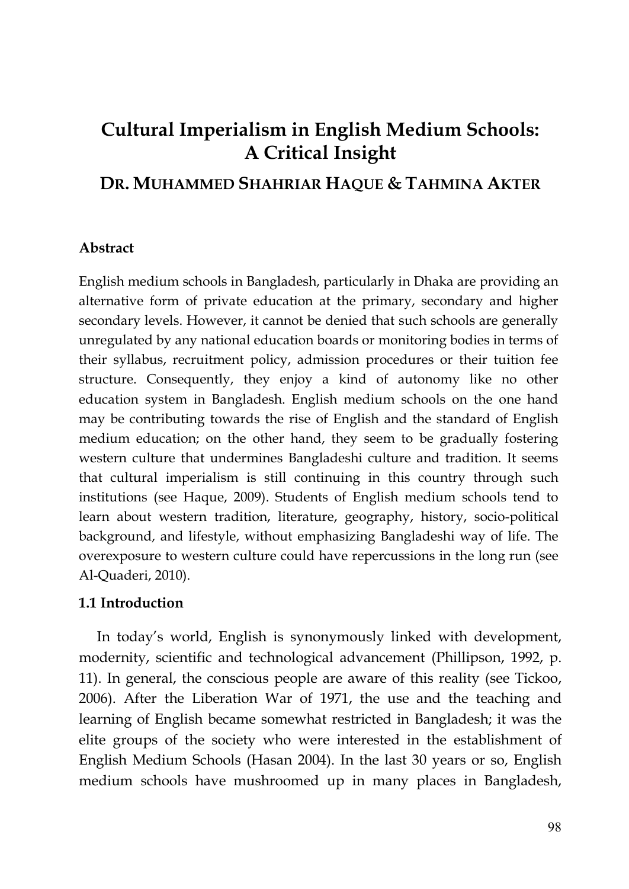# Cultural Imperialism in English Medium Schools: A Critical Insight

## DR. MUHAMMED SHAHRIAR HAQUE & TAHMINA AKTER

### Abstract

English medium schools in Bangladesh, particularly in Dhaka are providing an alternative form of private education at the primary, secondary and higher secondary levels. However, it cannot be denied that such schools are generally unregulated by any national education boards or monitoring bodies in terms of their syllabus, recruitment policy, admission procedures or their tuition fee structure. Consequently, they enjoy a kind of autonomy like no other education system in Bangladesh. English medium schools on the one hand may be contributing towards the rise of English and the standard of English medium education; on the other hand, they seem to be gradually fostering western culture that undermines Bangladeshi culture and tradition. It seems that cultural imperialism is still continuing in this country through such institutions (see Haque, 2009). Students of English medium schools tend to learn about western tradition, literature, geography, history, socio-political background, and lifestyle, without emphasizing Bangladeshi way of life. The overexposure to western culture could have repercussions in the long run (see Al-Quaderi, 2010).

### 1.1 Introduction

In today's world, English is synonymously linked with development, modernity, scientific and technological advancement (Phillipson, 1992, p. 11). In general, the conscious people are aware of this reality (see Tickoo, 2006). After the Liberation War of 1971, the use and the teaching and learning of English became somewhat restricted in Bangladesh; it was the elite groups of the society who were interested in the establishment of English Medium Schools (Hasan 2004). In the last 30 years or so, English medium schools have mushroomed up in many places in Bangladesh,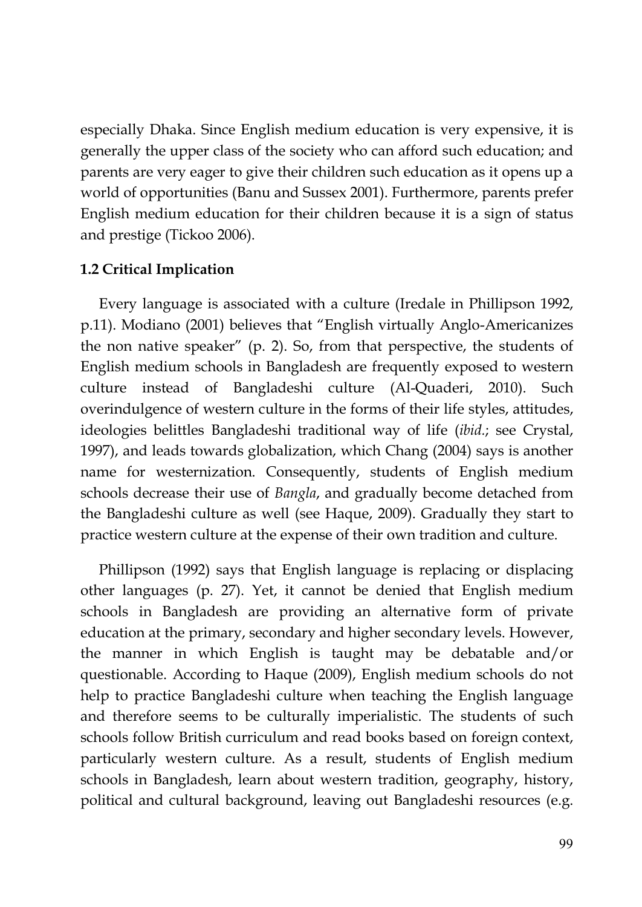especially Dhaka. Since English medium education is very expensive, it is generally the upper class of the society who can afford such education; and parents are very eager to give their children such education as it opens up a world of opportunities (Banu and Sussex 2001). Furthermore, parents prefer English medium education for their children because it is a sign of status and prestige (Tickoo 2006).

### 1.2 Critical Implication

Every language is associated with a culture (Iredale in Phillipson 1992, p.11). Modiano (2001) believes that "English virtually Anglo-Americanizes the non native speaker" (p. 2). So, from that perspective, the students of English medium schools in Bangladesh are frequently exposed to western culture instead of Bangladeshi culture (Al-Quaderi, 2010). Such overindulgence of western culture in the forms of their life styles, attitudes, ideologies belittles Bangladeshi traditional way of life (*ibid.*; see Crystal, 1997), and leads towards globalization, which Chang (2004) says is another name for westernization. Consequently, students of English medium schools decrease their use of *Bangla*, and gradually become detached from the Bangladeshi culture as well (see Haque, 2009). Gradually they start to practice western culture at the expense of their own tradition and culture.

Phillipson (1992) says that English language is replacing or displacing other languages (p. 27). Yet, it cannot be denied that English medium schools in Bangladesh are providing an alternative form of private education at the primary, secondary and higher secondary levels. However, the manner in which English is taught may be debatable and/or questionable. According to Haque (2009), English medium schools do not help to practice Bangladeshi culture when teaching the English language and therefore seems to be culturally imperialistic. The students of such schools follow British curriculum and read books based on foreign context, particularly western culture. As a result, students of English medium schools in Bangladesh, learn about western tradition, geography, history, political and cultural background, leaving out Bangladeshi resources (e.g.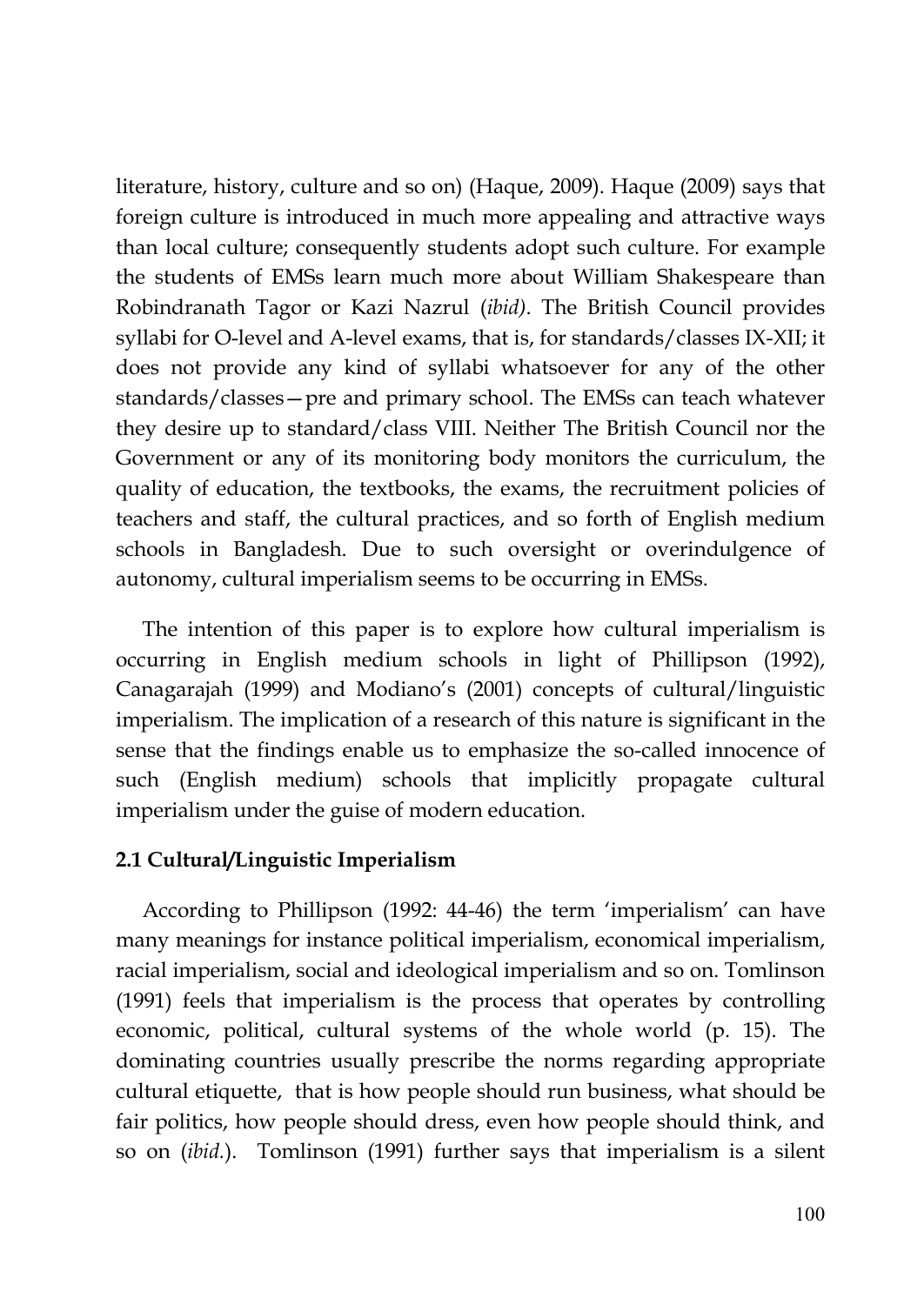literature, history, culture and so on) (Haque, 2009). Haque (2009) says that foreign culture is introduced in much more appealing and attractive ways than local culture; consequently students adopt such culture. For example the students of EMSs learn much more about William Shakespeare than Robindranath Tagor or Kazi Nazrul (*ibid)*. The British Council provides syllabi for O-level and A-level exams, that is, for standards/classes IX-XII; it does not provide any kind of syllabi whatsoever for any of the other standards/classes—pre and primary school. The EMSs can teach whatever they desire up to standard/class VIII. Neither The British Council nor the Government or any of its monitoring body monitors the curriculum, the quality of education, the textbooks, the exams, the recruitment policies of teachers and staff, the cultural practices, and so forth of English medium schools in Bangladesh. Due to such oversight or overindulgence of autonomy, cultural imperialism seems to be occurring in EMSs.

The intention of this paper is to explore how cultural imperialism is occurring in English medium schools in light of Phillipson (1992), Canagarajah (1999) and Modiano's (2001) concepts of cultural/linguistic imperialism. The implication of a research of this nature is significant in the sense that the findings enable us to emphasize the so-called innocence of such (English medium) schools that implicitly propagate cultural imperialism under the guise of modern education.

### 2.1 Cultural/Linguistic Imperialism

According to Phillipson (1992: 44-46) the term 'imperialism' can have many meanings for instance political imperialism, economical imperialism, racial imperialism, social and ideological imperialism and so on. Tomlinson (1991) feels that imperialism is the process that operates by controlling economic, political, cultural systems of the whole world (p. 15). The dominating countries usually prescribe the norms regarding appropriate cultural etiquette, that is how people should run business, what should be fair politics, how people should dress, even how people should think, and so on (*ibid.*). Tomlinson (1991) further says that imperialism is a silent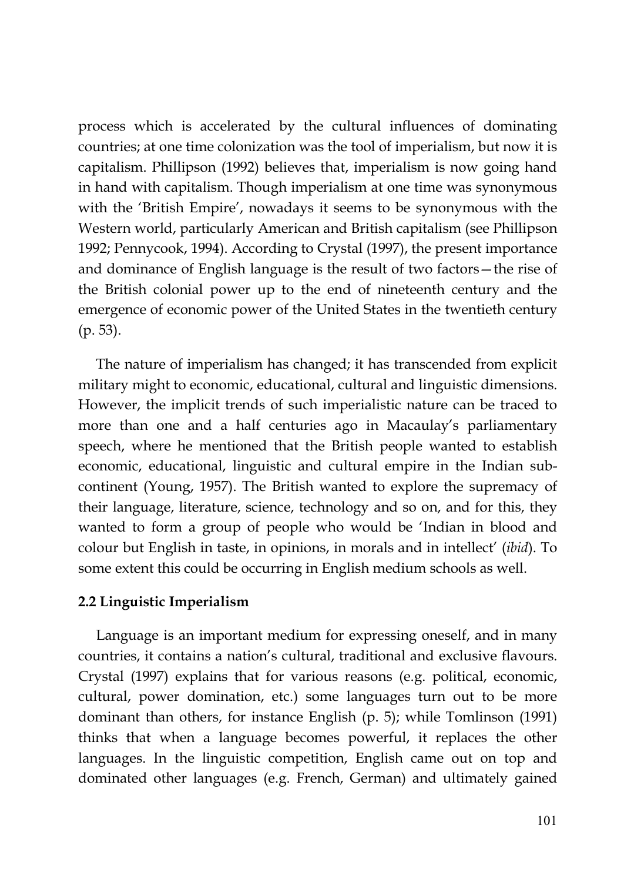process which is accelerated by the cultural influences of dominating countries; at one time colonization was the tool of imperialism, but now it is capitalism. Phillipson (1992) believes that, imperialism is now going hand in hand with capitalism. Though imperialism at one time was synonymous with the 'British Empire', nowadays it seems to be synonymous with the Western world, particularly American and British capitalism (see Phillipson 1992; Pennycook, 1994). According to Crystal (1997), the present importance and dominance of English language is the result of two factors—the rise of the British colonial power up to the end of nineteenth century and the emergence of economic power of the United States in the twentieth century (p. 53).

The nature of imperialism has changed; it has transcended from explicit military might to economic, educational, cultural and linguistic dimensions. However, the implicit trends of such imperialistic nature can be traced to more than one and a half centuries ago in Macaulay's parliamentary speech, where he mentioned that the British people wanted to establish economic, educational, linguistic and cultural empire in the Indian sub-continent (Young, 1957). The British wanted to explore the supremacy of their language, literature, science, technology and so on, and for this, they wanted to form a group of people who would be 'Indian in blood and colour but English in taste, in opinions, in morals and in intellect' (*ibid*). To some extent this could be occurring in English medium schools as well.

### 2.2 Linguistic Imperialism

Language is an important medium for expressing oneself, and in many countries, it contains a nation's cultural, traditional and exclusive flavours. Crystal (1997) explains that for various reasons (e.g. political, economic, cultural, power domination, etc.) some languages turn out to be more dominant than others, for instance English (p. 5); while Tomlinson (1991) thinks that when a language becomes powerful, it replaces the other languages. In the linguistic competition, English came out on top and dominated other languages (e.g. French, German) and ultimately gained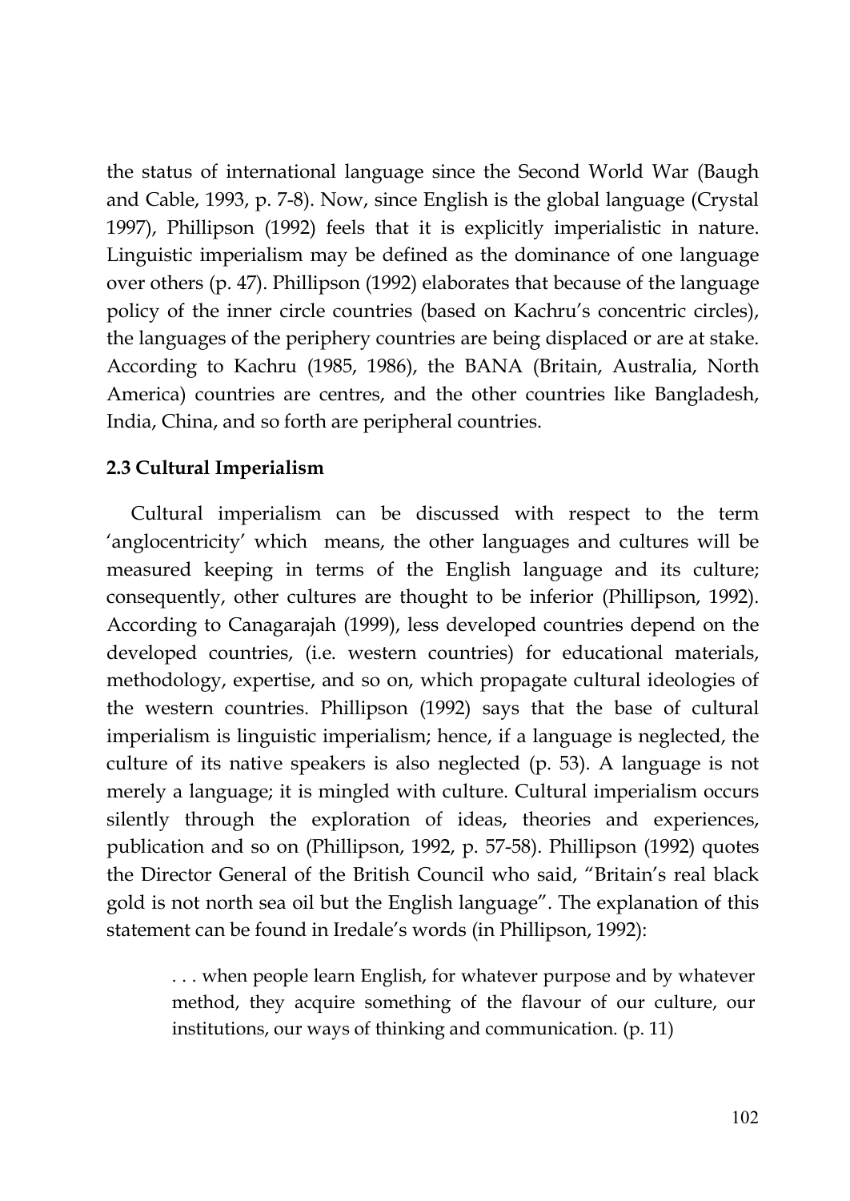the status of international language since the Second World War (Baugh and Cable, 1993, p. 7-8). Now, since English is the global language (Crystal 1997), Phillipson (1992) feels that it is explicitly imperialistic in nature. Linguistic imperialism may be defined as the dominance of one language over others (p. 47). Phillipson (1992) elaborates that because of the language policy of the inner circle countries (based on Kachru's concentric circles), the languages of the periphery countries are being displaced or are at stake. According to Kachru (1985, 1986), the BANA (Britain, Australia, North America) countries are centres, and the other countries like Bangladesh, India, China, and so forth are peripheral countries.

### 2.3 Cultural Imperialism

Cultural imperialism can be discussed with respect to the term 'anglocentricity' which means, the other languages and cultures will be measured keeping in terms of the English language and its culture; consequently, other cultures are thought to be inferior (Phillipson, 1992). According to Canagarajah (1999), less developed countries depend on the developed countries, (i.e. western countries) for educational materials, methodology, expertise, and so on, which propagate cultural ideologies of the western countries. Phillipson (1992) says that the base of cultural imperialism is linguistic imperialism; hence, if a language is neglected, the culture of its native speakers is also neglected (p. 53). A language is not merely a language; it is mingled with culture. Cultural imperialism occurs silently through the exploration of ideas, theories and experiences, publication and so on (Phillipson, 1992, p. 57-58). Phillipson (1992) quotes the Director General of the British Council who said, "Britain's real black gold is not north sea oil but the English language". The explanation of this statement can be found in Iredale's words (in Phillipson, 1992):

> . . . when people learn English, for whatever purpose and by whatever method, they acquire something of the flavour of our culture, our institutions, our ways of thinking and communication. (p. 11)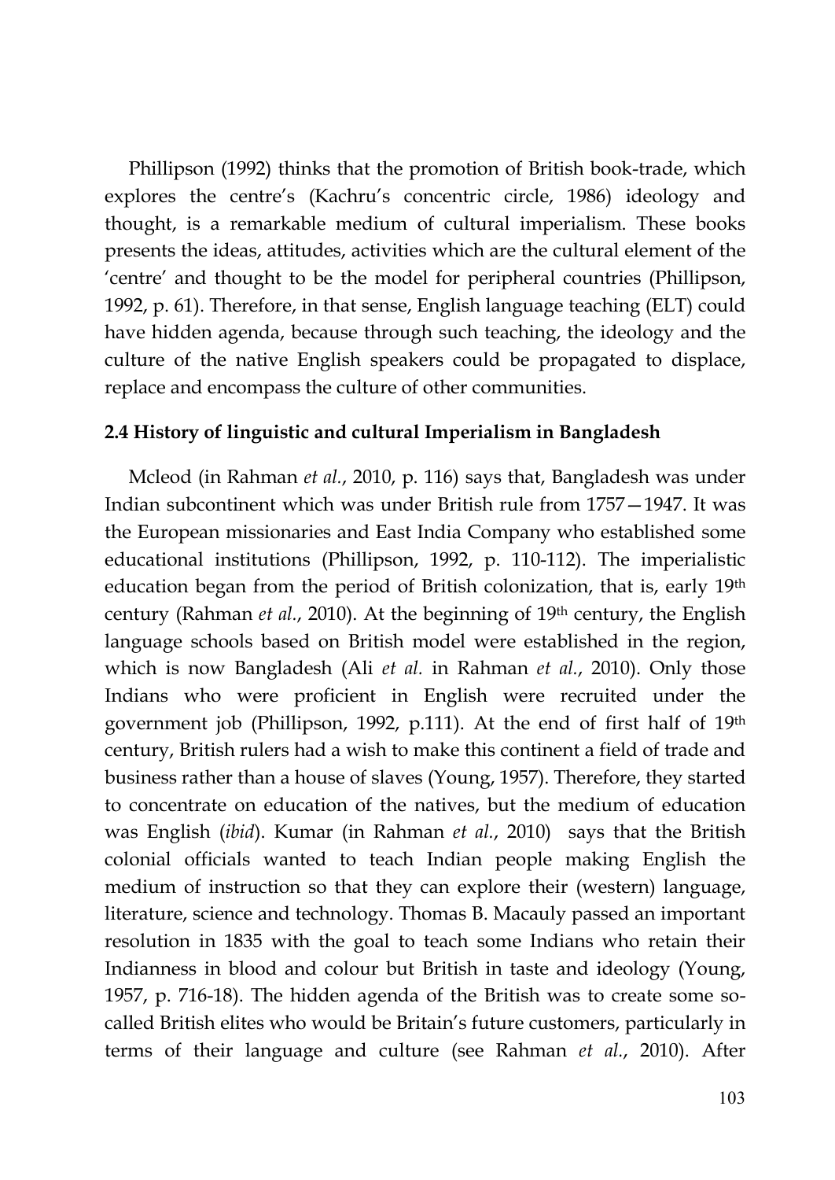Phillipson (1992) thinks that the promotion of British book-trade, which explores the centre's (Kachru's concentric circle, 1986) ideology and thought, is a remarkable medium of cultural imperialism. These books presents the ideas, attitudes, activities which are the cultural element of the 'centre' and thought to be the model for peripheral countries (Phillipson, 1992, p. 61). Therefore, in that sense, English language teaching (ELT) could have hidden agenda, because through such teaching, the ideology and the culture of the native English speakers could be propagated to displace, replace and encompass the culture of other communities.

### 2.4 History of linguistic and cultural Imperialism in Bangladesh

Mcleod (in Rahman *et al.*, 2010, p. 116) says that, Bangladesh was under Indian subcontinent which was under British rule from 1757—1947. It was the European missionaries and East India Company who established some educational institutions (Phillipson, 1992, p. 110-112). The imperialistic education began from the period of British colonization, that is, early 19th century (Rahman *et al.*, 2010). At the beginning of 19th century, the English language schools based on British model were established in the region, which is now Bangladesh (Ali *et al.* in Rahman *et al.*, 2010). Only those Indians who were proficient in English were recruited under the government job (Phillipson, 1992, p.111). At the end of first half of 19th century, British rulers had a wish to make this continent a field of trade and business rather than a house of slaves (Young, 1957). Therefore, they started to concentrate on education of the natives, but the medium of education was English (*ibid*). Kumar (in Rahman *et al.*, 2010) says that the British colonial officials wanted to teach Indian people making English the medium of instruction so that they can explore their (western) language, literature, science and technology. Thomas B. Macauly passed an important resolution in 1835 with the goal to teach some Indians who retain their Indianness in blood and colour but British in taste and ideology (Young, 1957, p. 716-18). The hidden agenda of the British was to create some so-called British elites who would be Britain's future customers, particularly in terms of their language and culture (see Rahman *et al.*, 2010). After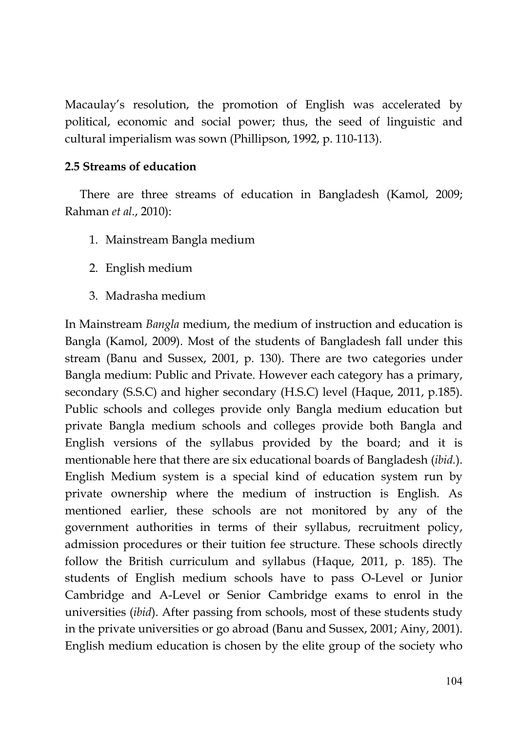Macaulay's resolution, the promotion of English was accelerated by political, economic and social power; thus, the seed of linguistic and cultural imperialism was sown (Phillipson, 1992, p. 110-113).

**2.5 Streams of education**

There are three streams of education in Bangladesh (Kamol, 2009; Rahman *et al.*, 2010):

1. Mainstream Bangla medium
2. English medium
3. Madrasha medium

In Mainstream *Bangla* medium, the medium of instruction and education is Bangla (Kamol, 2009). Most of the students of Bangladesh fall under this stream (Banu and Sussex, 2001, p. 130). There are two categories under Bangla medium: Public and Private. However each category has a primary, secondary (S.S.C) and higher secondary (H.S.C) level (Haque, 2011, p.185). Public schools and colleges provide only Bangla medium education but private Bangla medium schools and colleges provide both Bangla and English versions of the syllabus provided by the board; and it is mentionable here that there are six educational boards of Bangladesh (*ibid.*). English Medium system is a special kind of education system run by private ownership where the medium of instruction is English. As mentioned earlier, these schools are not monitored by any of the government authorities in terms of their syllabus, recruitment policy, admission procedures or their tuition fee structure. These schools directly follow the British curriculum and syllabus (Haque, 2011, p. 185). The students of English medium schools have to pass O-Level or Junior Cambridge and A-Level or Senior Cambridge exams to enrol in the universities (*ibid*). After passing from schools, most of these students study in the private universities or go abroad (Banu and Sussex, 2001; Ainy, 2001). English medium education is chosen by the elite group of the society who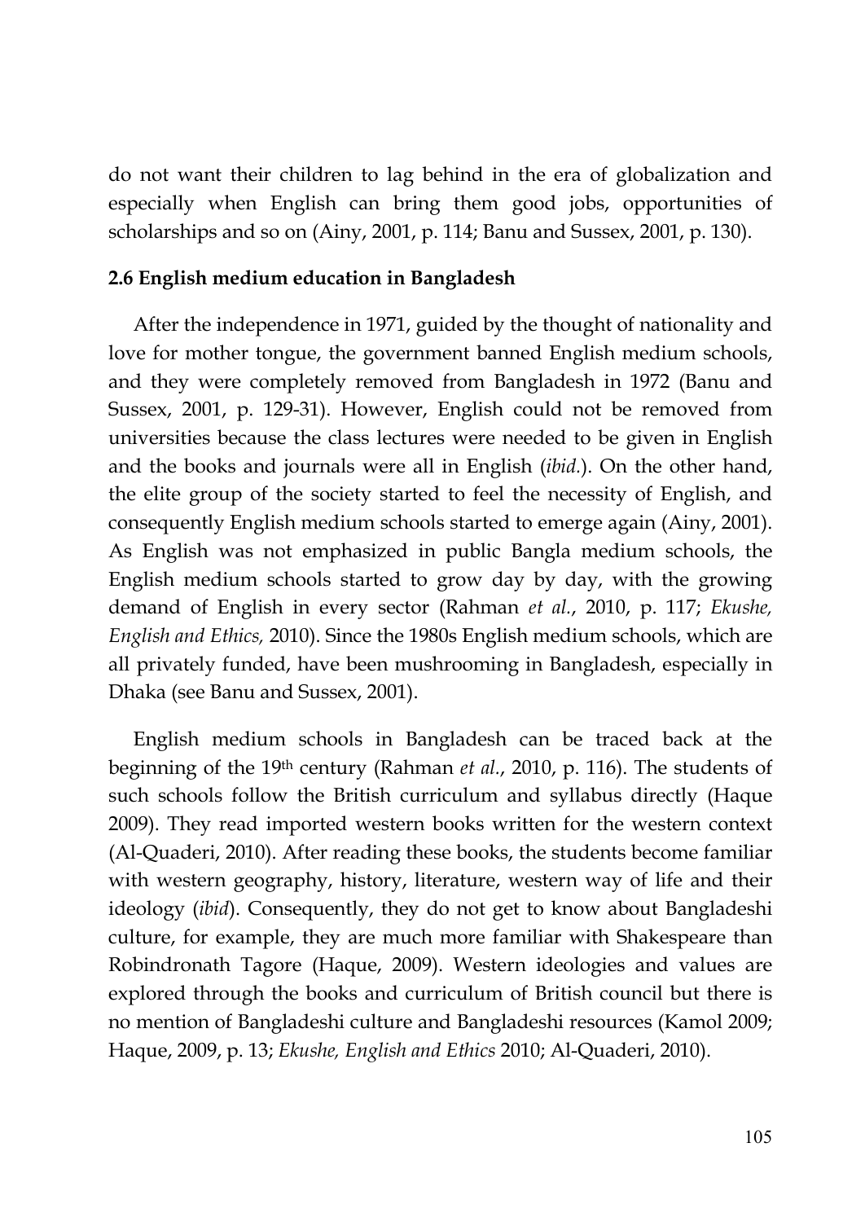do not want their children to lag behind in the era of globalization and especially when English can bring them good jobs, opportunities of scholarships and so on (Ainy, 2001, p. 114; Banu and Sussex, 2001, p. 130).

**2.6 English medium education in Bangladesh**

After the independence in 1971, guided by the thought of nationality and love for mother tongue, the government banned English medium schools, and they were completely removed from Bangladesh in 1972 (Banu and Sussex, 2001, p. 129-31). However, English could not be removed from universities because the class lectures were needed to be given in English and the books and journals were all in English (*ibid.*). On the other hand, the elite group of the society started to feel the necessity of English, and consequently English medium schools started to emerge again (Ainy, 2001). As English was not emphasized in public Bangla medium schools, the English medium schools started to grow day by day, with the growing demand of English in every sector (Rahman *et al.*, 2010, p. 117; *Ekushe, English and Ethics,* 2010). Since the 1980s English medium schools, which are all privately funded, have been mushrooming in Bangladesh, especially in Dhaka (see Banu and Sussex, 2001).

English medium schools in Bangladesh can be traced back at the beginning of the 19th century (Rahman *et al.*, 2010, p. 116). The students of such schools follow the British curriculum and syllabus directly (Haque 2009). They read imported western books written for the western context (Al-Quaderi, 2010). After reading these books, the students become familiar with western geography, history, literature, western way of life and their ideology (*ibid*). Consequently, they do not get to know about Bangladeshi culture, for example, they are much more familiar with Shakespeare than Robindronath Tagore (Haque, 2009). Western ideologies and values are explored through the books and curriculum of British council but there is no mention of Bangladeshi culture and Bangladeshi resources (Kamol 2009; Haque, 2009, p. 13; *Ekushe, English and Ethics* 2010; Al-Quaderi, 2010).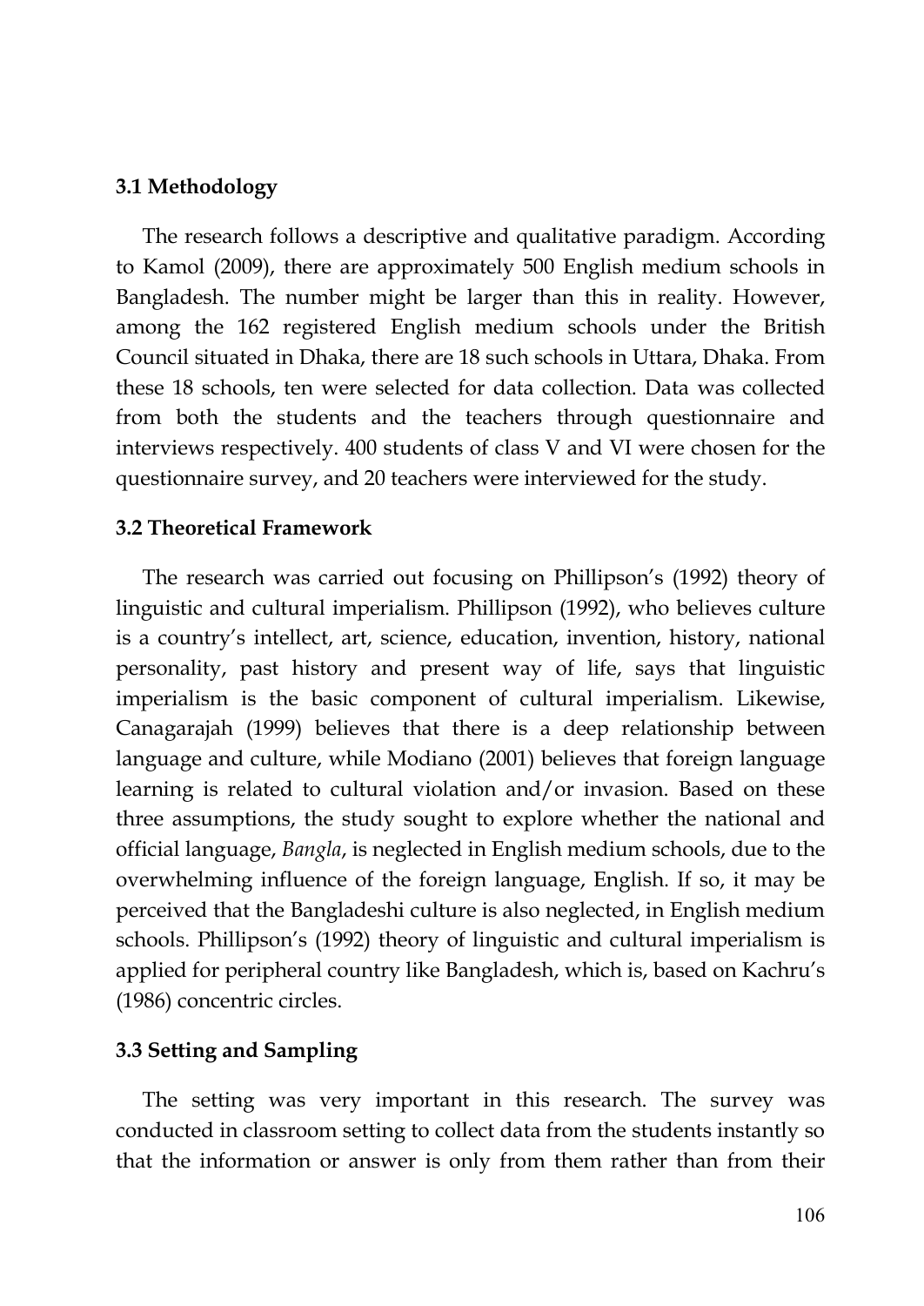### 3.1 Methodology

The research follows a descriptive and qualitative paradigm. According to Kamol (2009), there are approximately 500 English medium schools in Bangladesh. The number might be larger than this in reality. However, among the 162 registered English medium schools under the British Council situated in Dhaka, there are 18 such schools in Uttara, Dhaka. From these 18 schools, ten were selected for data collection. Data was collected from both the students and the teachers through questionnaire and interviews respectively. 400 students of class V and VI were chosen for the questionnaire survey, and 20 teachers were interviewed for the study.

### 3.2 Theoretical Framework

The research was carried out focusing on Phillipson's (1992) theory of linguistic and cultural imperialism. Phillipson (1992), who believes culture is a country's intellect, art, science, education, invention, history, national personality, past history and present way of life, says that linguistic imperialism is the basic component of cultural imperialism. Likewise, Canagarajah (1999) believes that there is a deep relationship between language and culture, while Modiano (2001) believes that foreign language learning is related to cultural violation and/or invasion. Based on these three assumptions, the study sought to explore whether the national and official language, *Bangla*, is neglected in English medium schools, due to the overwhelming influence of the foreign language, English. If so, it may be perceived that the Bangladeshi culture is also neglected, in English medium schools. Phillipson's (1992) theory of linguistic and cultural imperialism is applied for peripheral country like Bangladesh, which is, based on Kachru's (1986) concentric circles.

### 3.3 Setting and Sampling

The setting was very important in this research. The survey was conducted in classroom setting to collect data from the students instantly so that the information or answer is only from them rather than from their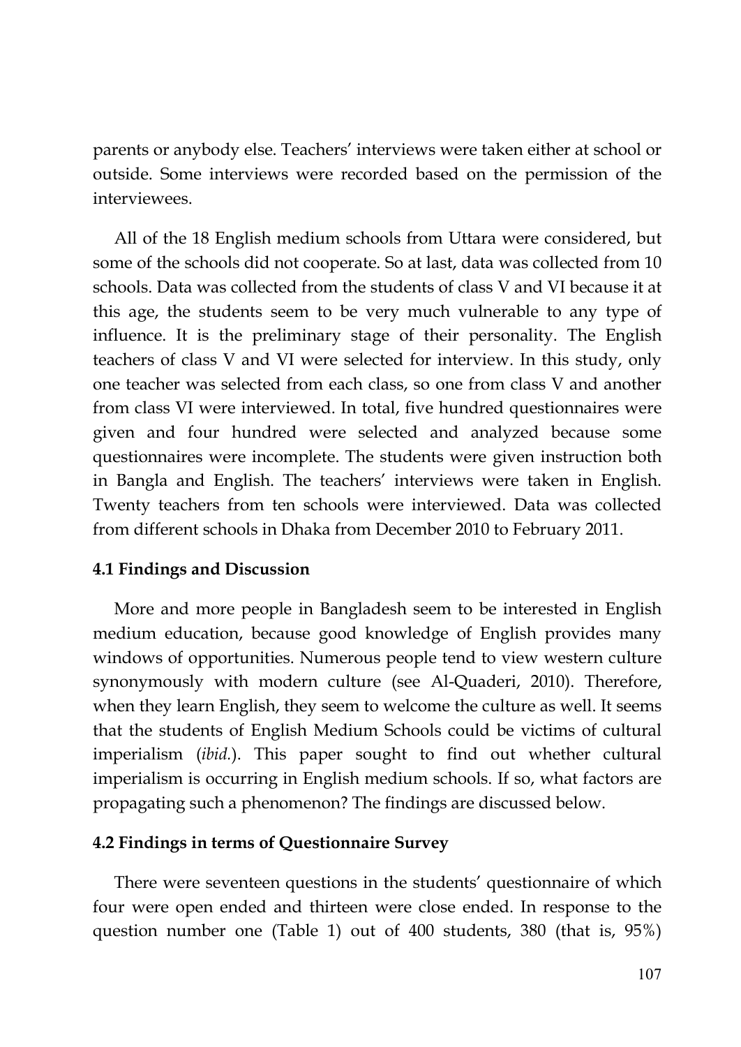parents or anybody else. Teachers' interviews were taken either at school or outside. Some interviews were recorded based on the permission of the interviewees.

All of the 18 English medium schools from Uttara were considered, but some of the schools did not cooperate. So at last, data was collected from 10 schools. Data was collected from the students of class V and VI because it at this age, the students seem to be very much vulnerable to any type of influence. It is the preliminary stage of their personality. The English teachers of class V and VI were selected for interview. In this study, only one teacher was selected from each class, so one from class V and another from class VI were interviewed. In total, five hundred questionnaires were given and four hundred were selected and analyzed because some questionnaires were incomplete. The students were given instruction both in Bangla and English. The teachers' interviews were taken in English. Twenty teachers from ten schools were interviewed. Data was collected from different schools in Dhaka from December 2010 to February 2011.

### 4.1 Findings and Discussion

More and more people in Bangladesh seem to be interested in English medium education, because good knowledge of English provides many windows of opportunities. Numerous people tend to view western culture synonymously with modern culture (see Al-Quaderi, 2010). Therefore, when they learn English, they seem to welcome the culture as well. It seems that the students of English Medium Schools could be victims of cultural imperialism (*ibid.*). This paper sought to find out whether cultural imperialism is occurring in English medium schools. If so, what factors are propagating such a phenomenon? The findings are discussed below.

### 4.2 Findings in terms of Questionnaire Survey

There were seventeen questions in the students' questionnaire of which four were open ended and thirteen were close ended. In response to the question number one (Table 1) out of 400 students, 380 (that is, 95%)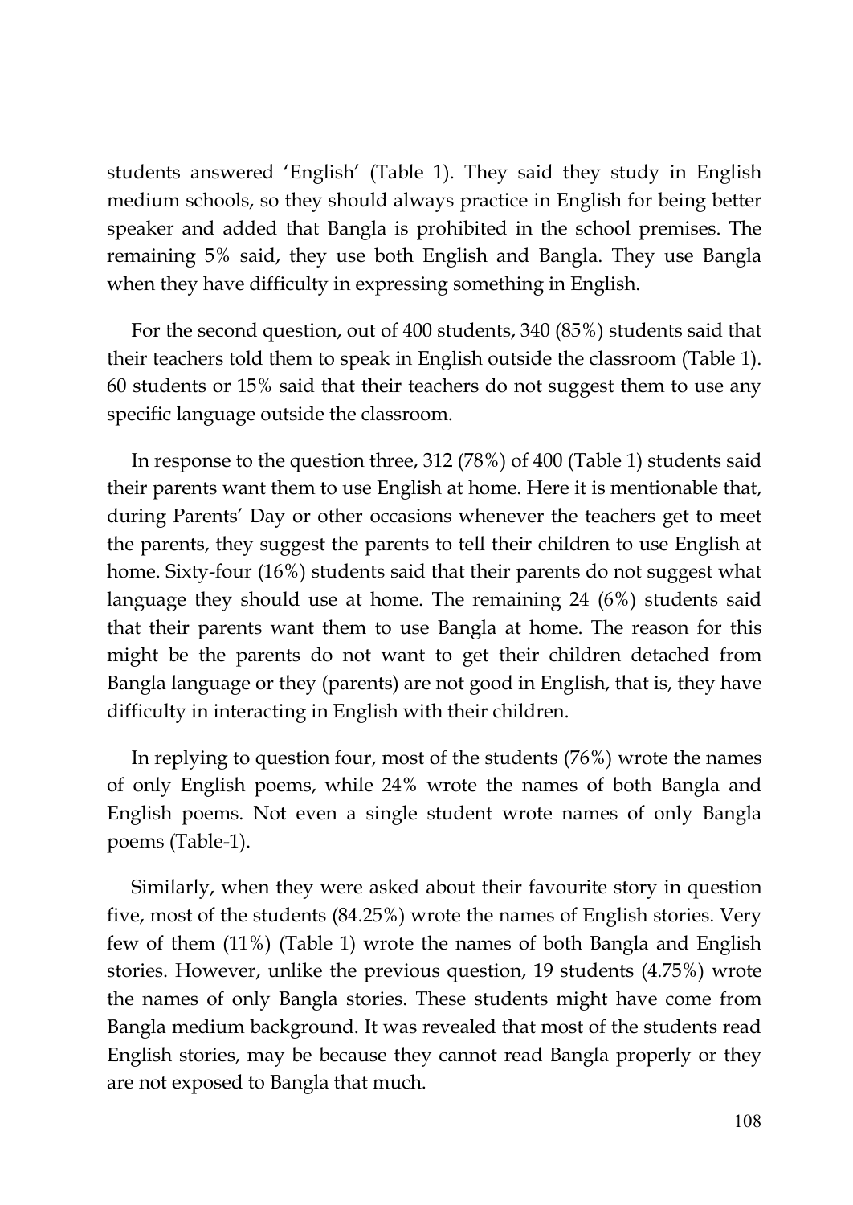students answered 'English' (Table 1). They said they study in English medium schools, so they should always practice in English for being better speaker and added that Bangla is prohibited in the school premises. The remaining 5% said, they use both English and Bangla. They use Bangla when they have difficulty in expressing something in English.

For the second question, out of 400 students, 340 (85%) students said that their teachers told them to speak in English outside the classroom (Table 1). 60 students or 15% said that their teachers do not suggest them to use any specific language outside the classroom.

In response to the question three, 312 (78%) of 400 (Table 1) students said their parents want them to use English at home. Here it is mentionable that, during Parents' Day or other occasions whenever the teachers get to meet the parents, they suggest the parents to tell their children to use English at home. Sixty-four (16%) students said that their parents do not suggest what language they should use at home. The remaining 24 (6%) students said that their parents want them to use Bangla at home. The reason for this might be the parents do not want to get their children detached from Bangla language or they (parents) are not good in English, that is, they have difficulty in interacting in English with their children.

In replying to question four, most of the students (76%) wrote the names of only English poems, while 24% wrote the names of both Bangla and English poems. Not even a single student wrote names of only Bangla poems (Table-1).

Similarly, when they were asked about their favourite story in question five, most of the students (84.25%) wrote the names of English stories. Very few of them (11%) (Table 1) wrote the names of both Bangla and English stories. However, unlike the previous question, 19 students (4.75%) wrote the names of only Bangla stories. These students might have come from Bangla medium background. It was revealed that most of the students read English stories, may be because they cannot read Bangla properly or they are not exposed to Bangla that much.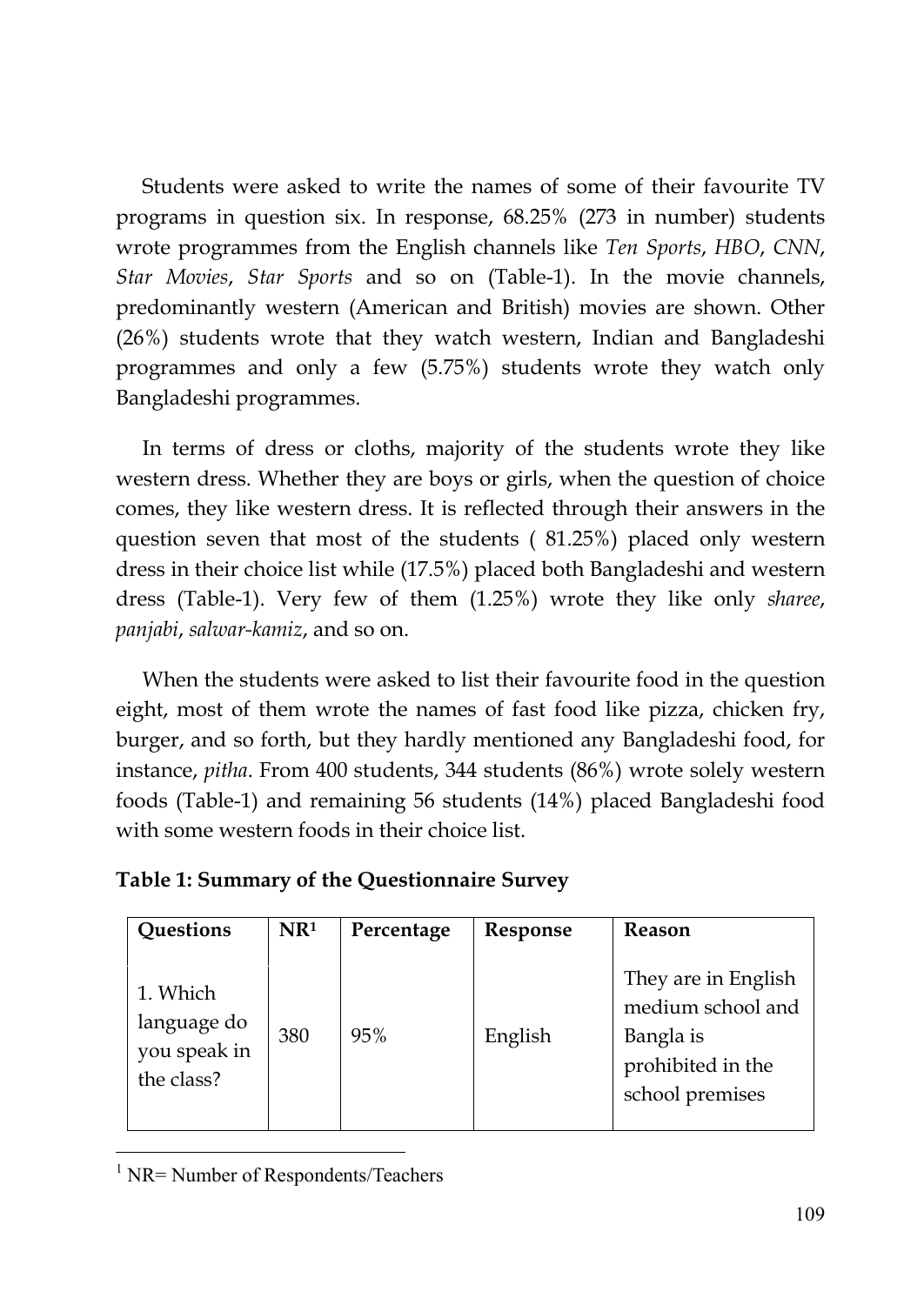Students were asked to write the names of some of their favourite TV programs in question six. In response, 68.25% (273 in number) students wrote programmes from the English channels like *Ten Sports*, *HBO*, *CNN*, *Star Movies*, *Star Sports* and so on (Table-1). In the movie channels, predominantly western (American and British) movies are shown. Other (26%) students wrote that they watch western, Indian and Bangladeshi programmes and only a few (5.75%) students wrote they watch only Bangladeshi programmes.

In terms of dress or cloths, majority of the students wrote they like western dress. Whether they are boys or girls, when the question of choice comes, they like western dress. It is reflected through their answers in the question seven that most of the students ( 81.25%) placed only western dress in their choice list while (17.5%) placed both Bangladeshi and western dress (Table-1). Very few of them (1.25%) wrote they like only *sharee*, *panjabi*, *salwar-kamiz*, and so on.

When the students were asked to list their favourite food in the question eight, most of them wrote the names of fast food like pizza, chicken fry, burger, and so forth, but they hardly mentioned any Bangladeshi food, for instance, *pitha*. From 400 students, 344 students (86%) wrote solely western foods (Table-1) and remaining 56 students (14%) placed Bangladeshi food with some western foods in their choice list.

**Table 1: Summary of the Questionnaire Survey**

| Questions | NR[1] | Percentage | Response | Reason |
|---|---|---|---|---|
| 1. Which language do you speak in the class? | 380 | 95% | English | They are in English medium school and Bangla is prohibited in the school premises |

[1] NR= Number of Respondents/Teachers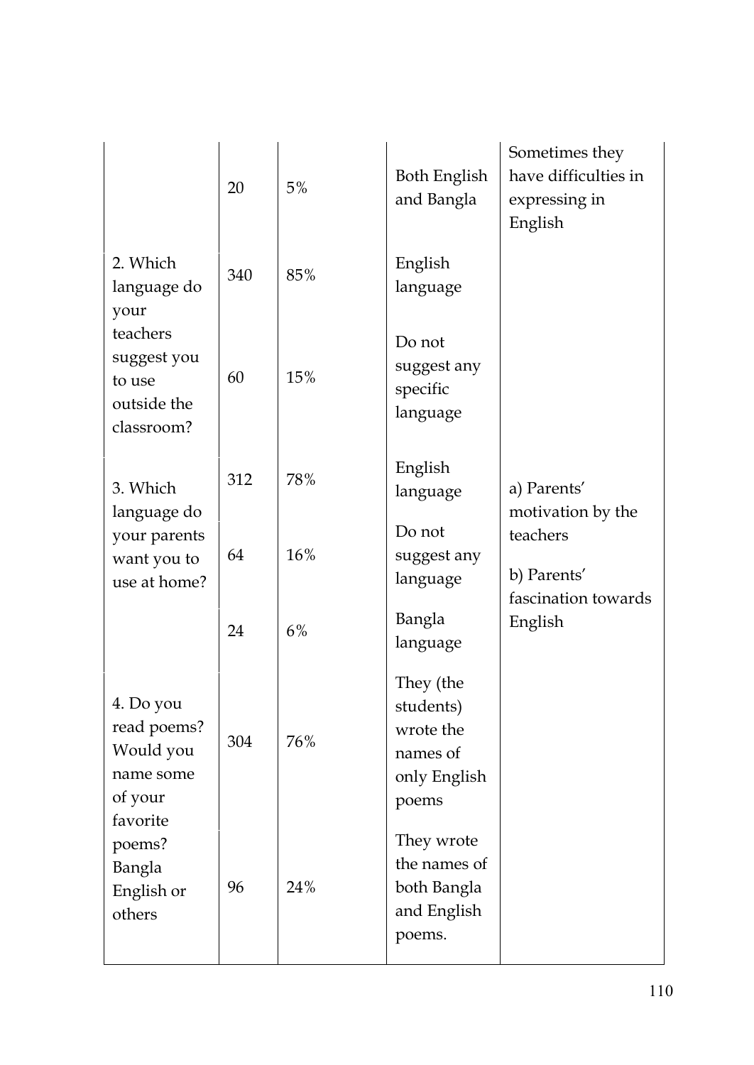| | | | | |
|---|---|---|---|---|
| | 20 | 5% | Both English and Bangla | Sometimes they have difficulties in expressing in English |
| 2. Which language do your teachers suggest you to use outside the classroom? | 340 | 85% | English language | |
| | 60 | 15% | Do not suggest any specific language | |
| 3. Which language do your parents want you to use at home? | 312 | 78% | English language | a) Parents' motivation by the teachers<br>b) Parents' fascination towards English |
| | 64 | 16% | Do not suggest any language | |
| | 24 | 6% | Bangla language | |
| 4. Do you read poems? Would you name some of your favorite poems? Bangla English or others | 304 | 76% | They (the students) wrote the names of only English poems | |
| | 96 | 24% | They wrote the names of both Bangla and English poems. | |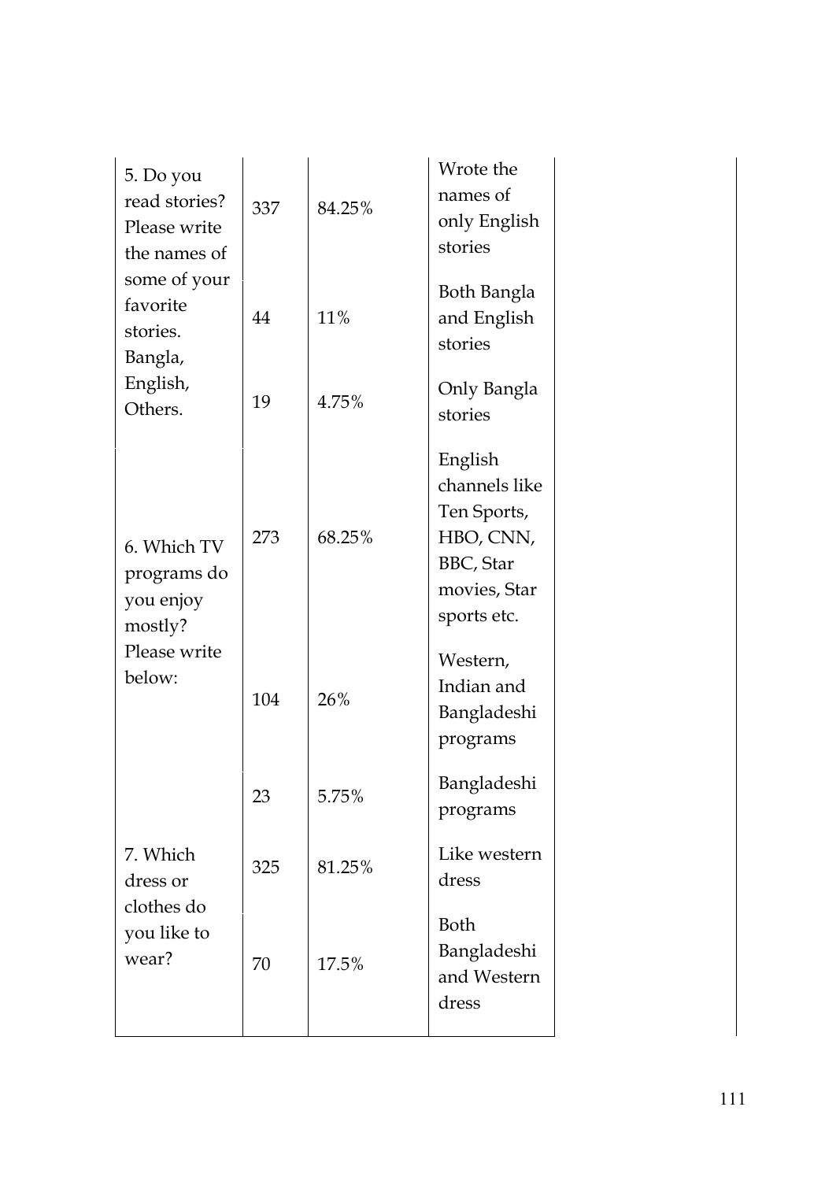| | | | |
|---|---|---|---|
| 5. Do you read stories? Please write the names of some of your favorite stories. Bangla, English, Others. | 337 | 84.25% | Wrote the names of only English stories |
| | 44 | 11% | Both Bangla and English stories |
| | 19 | 4.75% | Only Bangla stories |
| 6. Which TV programs do you enjoy mostly? Please write below: | 273 | 68.25% | English channels like Ten Sports, HBO, CNN, BBC, Star movies, Star sports etc. |
| | 104 | 26% | Western, Indian and Bangladeshi programs |
| | 23 | 5.75% | Bangladeshi programs |
| 7. Which dress or clothes do you like to wear? | 325 | 81.25% | Like western dress |
| | 70 | 17.5% | Both Bangladeshi and Western dress |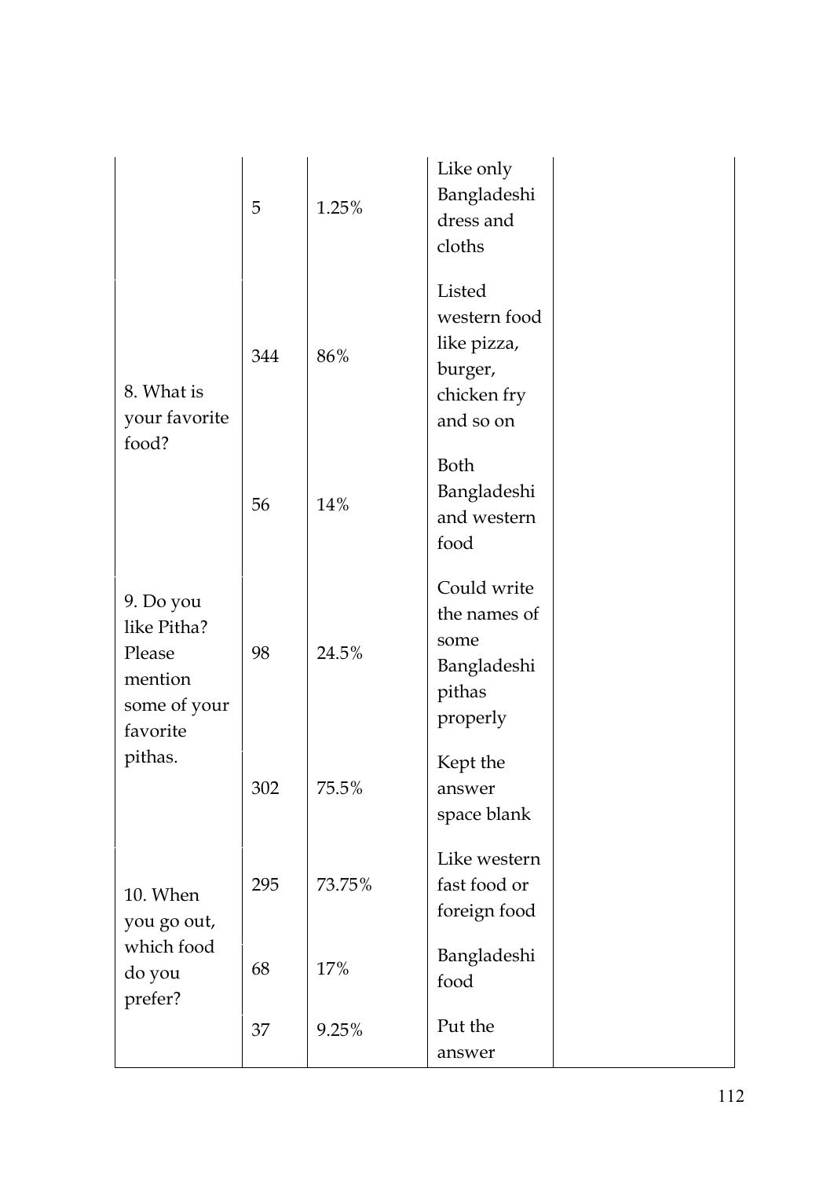| | | | | |
|---|---|---|---|---|
| | 5 | 1.25% | Like only Bangladeshi dress and cloths | |
| 8. What is your favorite food? | 344 | 86% | Listed western food like pizza, burger, chicken fry and so on | |
| | 56 | 14% | Both Bangladeshi and western food | |
| 9. Do you like Pitha? Please mention some of your favorite pithas. | 98 | 24.5% | Could write the names of some Bangladeshi pithas properly | |
| | 302 | 75.5% | Kept the answer space blank | |
| 10. When you go out, which food do you prefer? | 295 | 73.75% | Like western fast food or foreign food | |
| | 68 | 17% | Bangladeshi food | |
| | 37 | 9.25% | Put the answer | |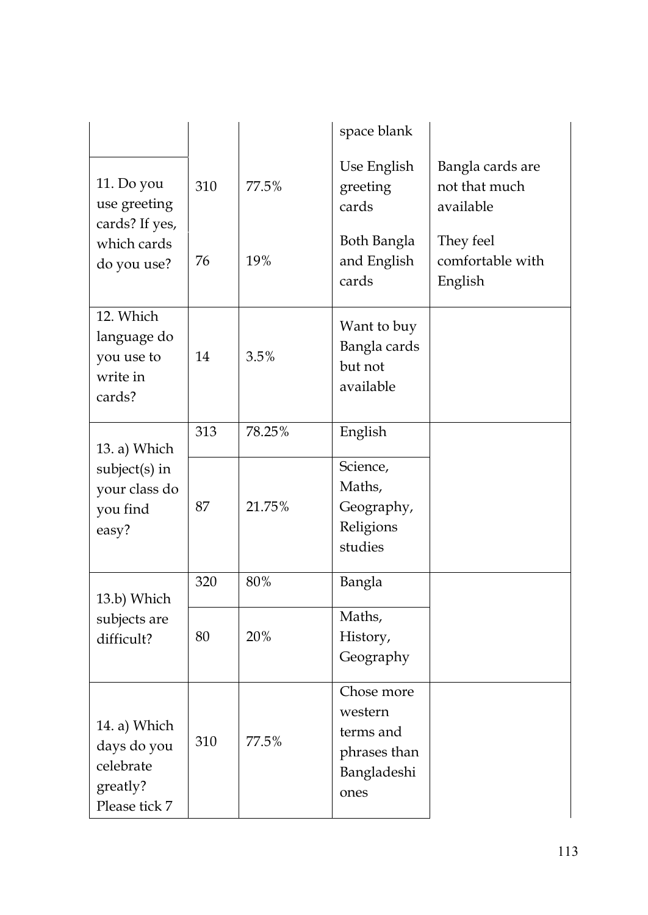| | | | | |
|---|---|---|---|---|
| | | | space blank | |
| 11. Do you use greeting cards? If yes, which cards do you use? | 310 | 77.5% | Use English greeting cards | Bangla cards are not that much available |
| | 76 | 19% | Both Bangla and English cards | They feel comfortable with English |
| 12. Which language do you use to write in cards? | 14 | 3.5% | Want to buy Bangla cards but not available | |
| 13. a) Which subject(s) in your class do you find easy? | 313 | 78.25% | English | |
| | 87 | 21.75% | Science, Maths, Geography, Religions studies | |
| 13.b) Which subjects are difficult? | 320 | 80% | Bangla | |
| | 80 | 20% | Maths, History, Geography | |
| 14. a) Which days do you celebrate greatly? Please tick 7 | 310 | 77.5% | Chose more western terms and phrases than Bangladeshi ones | |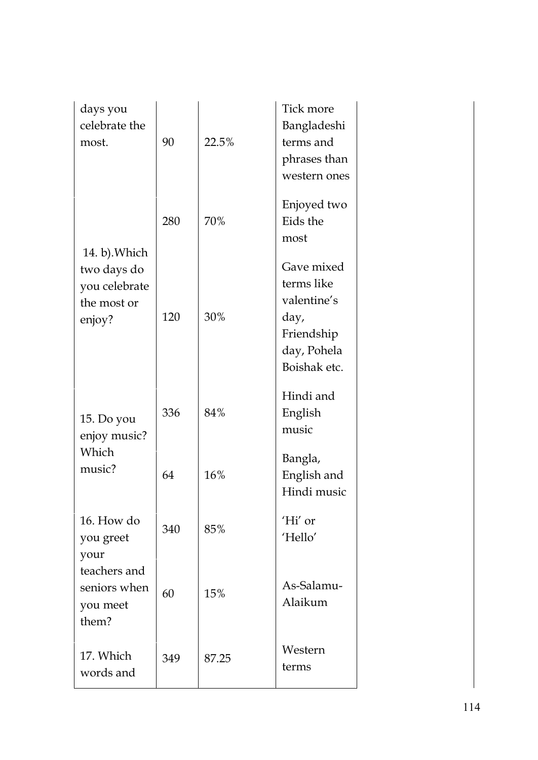| | | | |
|---|---|---|---|
| days you celebrate the most. | 90 | 22.5% | Tick more Bangladeshi terms and phrases than western ones |
| 14. b).Which two days do you celebrate the most or enjoy? | 280 | 70% | Enjoyed two Eids the most |
| | 120 | 30% | Gave mixed terms like valentine's day, Friendship day, Pohela Boishak etc. |
| 15. Do you enjoy music? Which music? | 336 | 84% | Hindi and English music |
| | 64 | 16% | Bangla, English and Hindi music |
| 16. How do you greet your teachers and seniors when you meet them? | 340 | 85% | 'Hi' or 'Hello' |
| | 60 | 15% | As-Salamu-Alaikum |
| 17. Which words and | 349 | 87.25 | Western terms |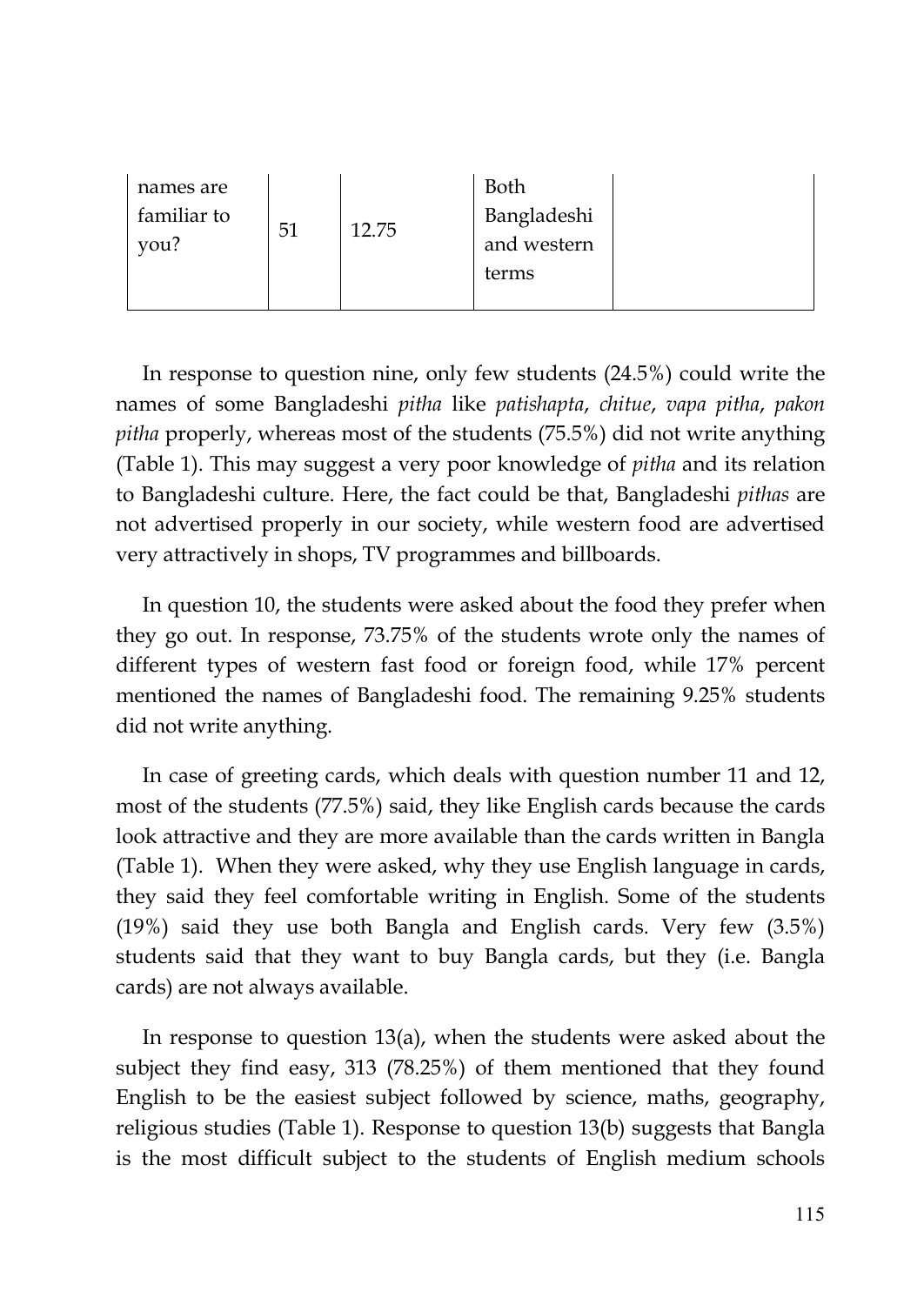| names are familiar to you? | 51 | 12.75 | Both Bangladeshi and western terms | |
|---|---|---|---|---|

In response to question nine, only few students (24.5%) could write the names of some Bangladeshi *pitha* like *patishapta*, *chitue*, *vapa pitha*, *pakon pitha* properly, whereas most of the students (75.5%) did not write anything (Table 1). This may suggest a very poor knowledge of *pitha* and its relation to Bangladeshi culture. Here, the fact could be that, Bangladeshi *pithas* are not advertised properly in our society, while western food are advertised very attractively in shops, TV programmes and billboards.

In question 10, the students were asked about the food they prefer when they go out. In response, 73.75% of the students wrote only the names of different types of western fast food or foreign food, while 17% percent mentioned the names of Bangladeshi food. The remaining 9.25% students did not write anything.

In case of greeting cards, which deals with question number 11 and 12, most of the students (77.5%) said, they like English cards because the cards look attractive and they are more available than the cards written in Bangla (Table 1). When they were asked, why they use English language in cards, they said they feel comfortable writing in English. Some of the students (19%) said they use both Bangla and English cards. Very few (3.5%) students said that they want to buy Bangla cards, but they (i.e. Bangla cards) are not always available.

In response to question 13(a), when the students were asked about the subject they find easy, 313 (78.25%) of them mentioned that they found English to be the easiest subject followed by science, maths, geography, religious studies (Table 1). Response to question 13(b) suggests that Bangla is the most difficult subject to the students of English medium schools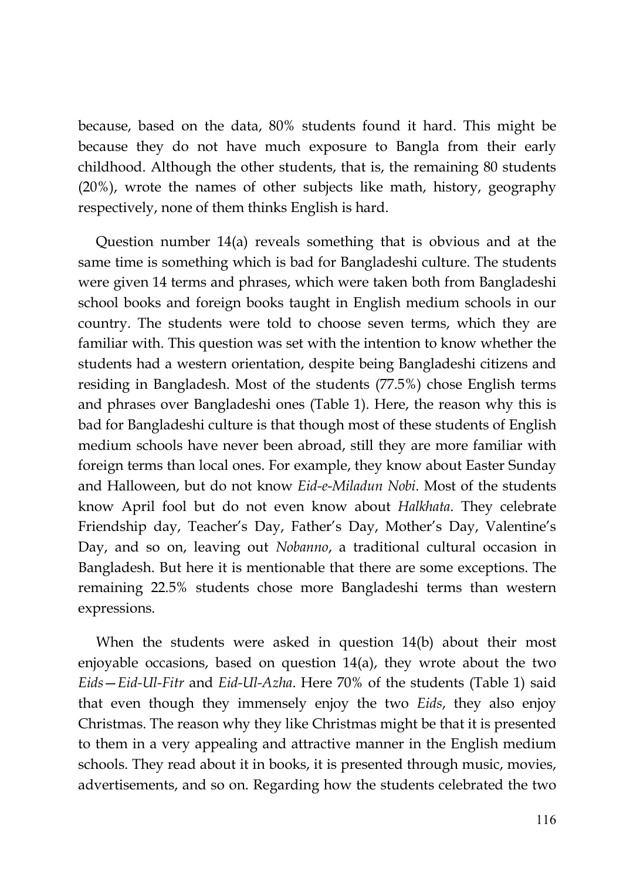because, based on the data, 80% students found it hard. This might be because they do not have much exposure to Bangla from their early childhood. Although the other students, that is, the remaining 80 students (20%), wrote the names of other subjects like math, history, geography respectively, none of them thinks English is hard.

Question number 14(a) reveals something that is obvious and at the same time is something which is bad for Bangladeshi culture. The students were given 14 terms and phrases, which were taken both from Bangladeshi school books and foreign books taught in English medium schools in our country. The students were told to choose seven terms, which they are familiar with. This question was set with the intention to know whether the students had a western orientation, despite being Bangladeshi citizens and residing in Bangladesh. Most of the students (77.5%) chose English terms and phrases over Bangladeshi ones (Table 1). Here, the reason why this is bad for Bangladeshi culture is that though most of these students of English medium schools have never been abroad, still they are more familiar with foreign terms than local ones. For example, they know about Easter Sunday and Halloween, but do not know *Eid-e-Miladun Nobi*. Most of the students know April fool but do not even know about *Halkhata*. They celebrate Friendship day, Teacher's Day, Father's Day, Mother's Day, Valentine's Day, and so on, leaving out *Nobanno*, a traditional cultural occasion in Bangladesh. But here it is mentionable that there are some exceptions. The remaining 22.5% students chose more Bangladeshi terms than western expressions.

When the students were asked in question 14(b) about their most enjoyable occasions, based on question 14(a), they wrote about the two *Eids*—*Eid-Ul-Fitr* and *Eid-Ul-Azha*. Here 70% of the students (Table 1) said that even though they immensely enjoy the two *Eids*, they also enjoy Christmas. The reason why they like Christmas might be that it is presented to them in a very appealing and attractive manner in the English medium schools. They read about it in books, it is presented through music, movies, advertisements, and so on. Regarding how the students celebrated the two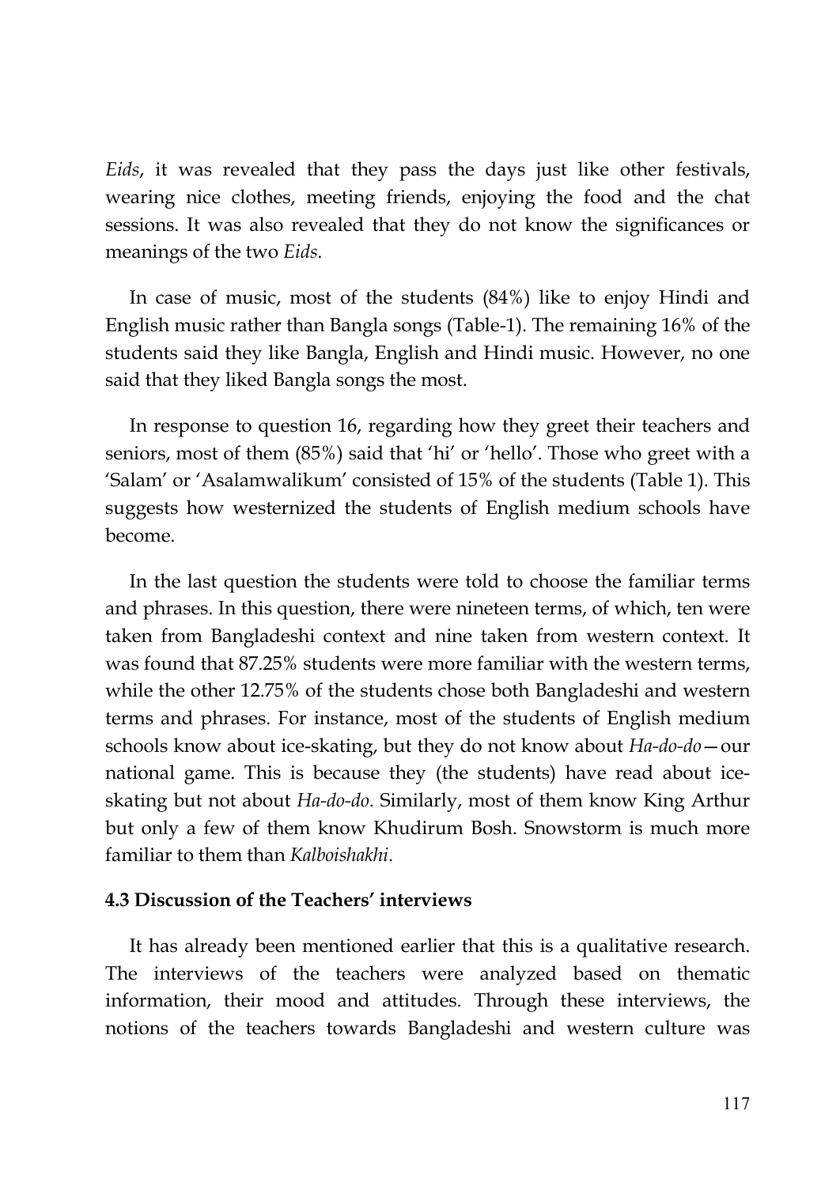*Eids*, it was revealed that they pass the days just like other festivals, wearing nice clothes, meeting friends, enjoying the food and the chat sessions. It was also revealed that they do not know the significances or meanings of the two *Eids*.

In case of music, most of the students (84%) like to enjoy Hindi and English music rather than Bangla songs (Table-1). The remaining 16% of the students said they like Bangla, English and Hindi music. However, no one said that they liked Bangla songs the most.

In response to question 16, regarding how they greet their teachers and seniors, most of them (85%) said that 'hi' or 'hello'. Those who greet with a 'Salam' or 'Asalamwalikum' consisted of 15% of the students (Table 1). This suggests how westernized the students of English medium schools have become.

In the last question the students were told to choose the familiar terms and phrases. In this question, there were nineteen terms, of which, ten were taken from Bangladeshi context and nine taken from western context. It was found that 87.25% students were more familiar with the western terms, while the other 12.75% of the students chose both Bangladeshi and western terms and phrases. For instance, most of the students of English medium schools know about ice-skating, but they do not know about *Ha-do-do*—our national game. This is because they (the students) have read about ice-skating but not about *Ha-do-do*. Similarly, most of them know King Arthur but only a few of them know Khudirum Bosh. Snowstorm is much more familiar to them than *Kalboishakhi*.

### 4.3 Discussion of the Teachers' interviews

It has already been mentioned earlier that this is a qualitative research. The interviews of the teachers were analyzed based on thematic information, their mood and attitudes. Through these interviews, the notions of the teachers towards Bangladeshi and western culture was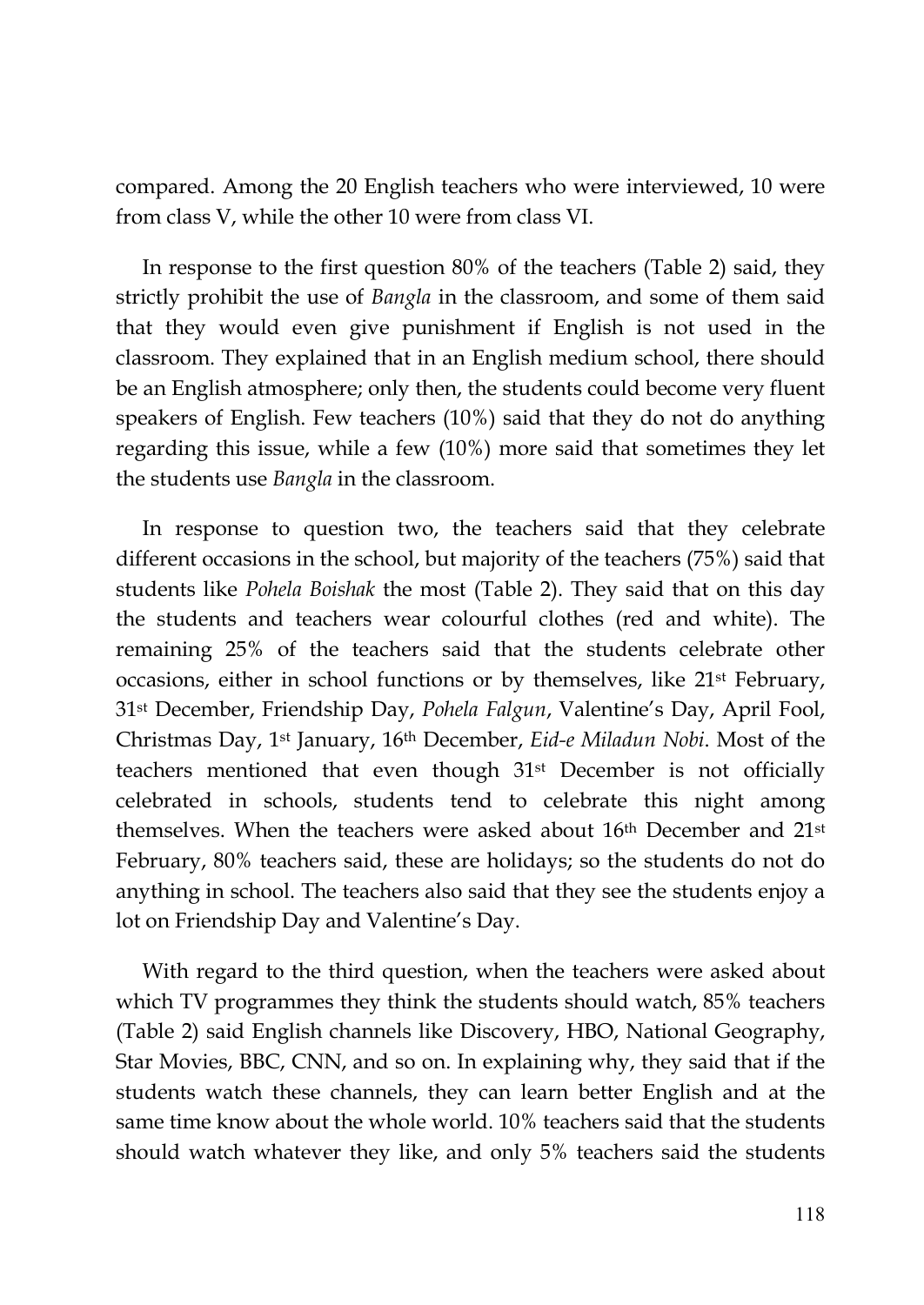compared. Among the 20 English teachers who were interviewed, 10 were from class V, while the other 10 were from class VI.

In response to the first question 80% of the teachers (Table 2) said, they strictly prohibit the use of *Bangla* in the classroom, and some of them said that they would even give punishment if English is not used in the classroom. They explained that in an English medium school, there should be an English atmosphere; only then, the students could become very fluent speakers of English. Few teachers (10%) said that they do not do anything regarding this issue, while a few (10%) more said that sometimes they let the students use *Bangla* in the classroom.

In response to question two, the teachers said that they celebrate different occasions in the school, but majority of the teachers (75%) said that students like *Pohela Boishak* the most (Table 2). They said that on this day the students and teachers wear colourful clothes (red and white). The remaining 25% of the teachers said that the students celebrate other occasions, either in school functions or by themselves, like 21st February, 31st December, Friendship Day, *Pohela Falgun*, Valentine's Day, April Fool, Christmas Day, 1st January, 16th December, *Eid-e Miladun Nobi*. Most of the teachers mentioned that even though 31st December is not officially celebrated in schools, students tend to celebrate this night among themselves. When the teachers were asked about 16th December and 21st February, 80% teachers said, these are holidays; so the students do not do anything in school. The teachers also said that they see the students enjoy a lot on Friendship Day and Valentine's Day.

With regard to the third question, when the teachers were asked about which TV programmes they think the students should watch, 85% teachers (Table 2) said English channels like Discovery, HBO, National Geography, Star Movies, BBC, CNN, and so on. In explaining why, they said that if the students watch these channels, they can learn better English and at the same time know about the whole world. 10% teachers said that the students should watch whatever they like, and only 5% teachers said the students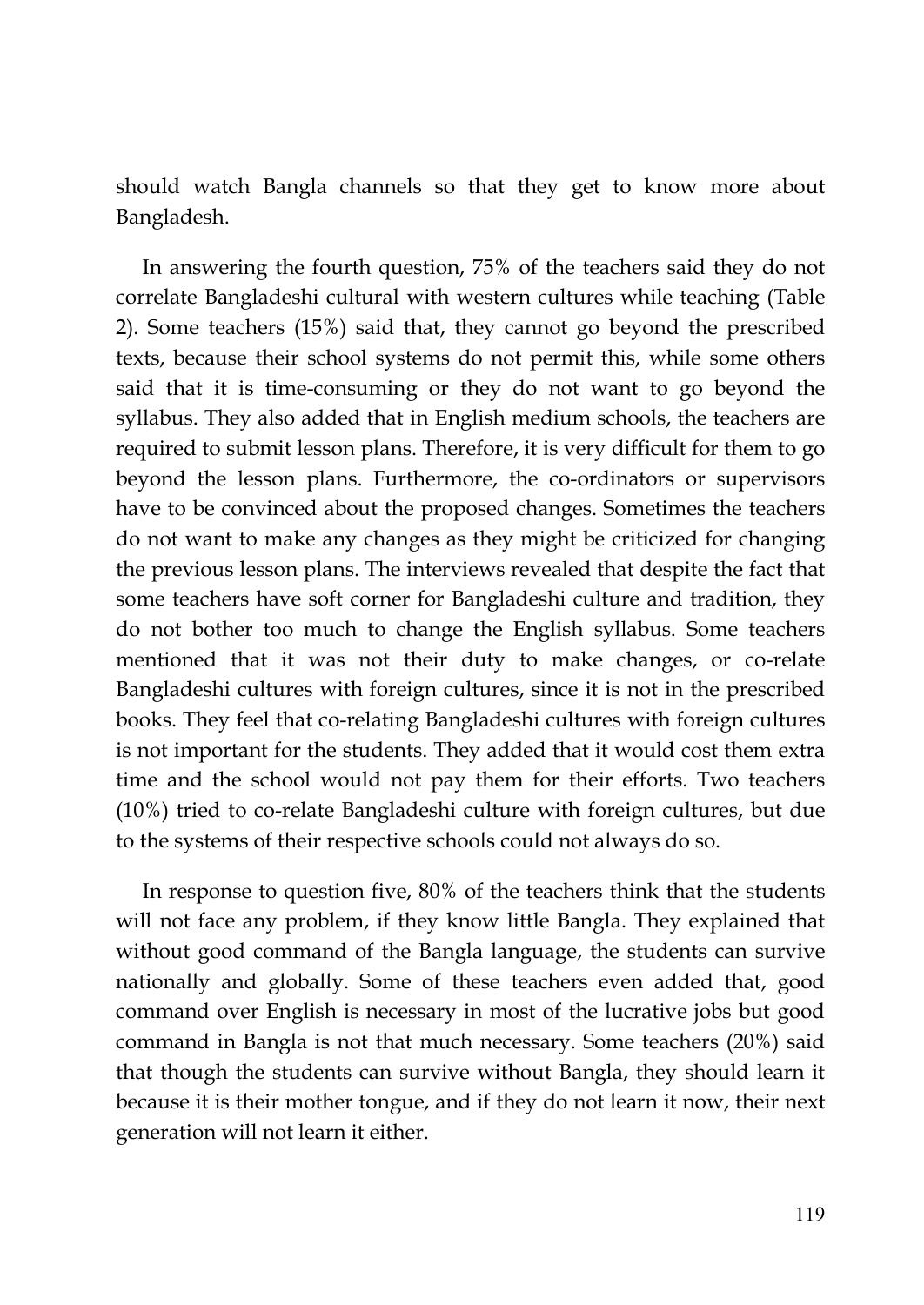should watch Bangla channels so that they get to know more about Bangladesh.

In answering the fourth question, 75% of the teachers said they do not correlate Bangladeshi cultural with western cultures while teaching (Table 2). Some teachers (15%) said that, they cannot go beyond the prescribed texts, because their school systems do not permit this, while some others said that it is time-consuming or they do not want to go beyond the syllabus. They also added that in English medium schools, the teachers are required to submit lesson plans. Therefore, it is very difficult for them to go beyond the lesson plans. Furthermore, the co-ordinators or supervisors have to be convinced about the proposed changes. Sometimes the teachers do not want to make any changes as they might be criticized for changing the previous lesson plans. The interviews revealed that despite the fact that some teachers have soft corner for Bangladeshi culture and tradition, they do not bother too much to change the English syllabus. Some teachers mentioned that it was not their duty to make changes, or co-relate Bangladeshi cultures with foreign cultures, since it is not in the prescribed books. They feel that co-relating Bangladeshi cultures with foreign cultures is not important for the students. They added that it would cost them extra time and the school would not pay them for their efforts. Two teachers (10%) tried to co-relate Bangladeshi culture with foreign cultures, but due to the systems of their respective schools could not always do so.

In response to question five, 80% of the teachers think that the students will not face any problem, if they know little Bangla. They explained that without good command of the Bangla language, the students can survive nationally and globally. Some of these teachers even added that, good command over English is necessary in most of the lucrative jobs but good command in Bangla is not that much necessary. Some teachers (20%) said that though the students can survive without Bangla, they should learn it because it is their mother tongue, and if they do not learn it now, their next generation will not learn it either.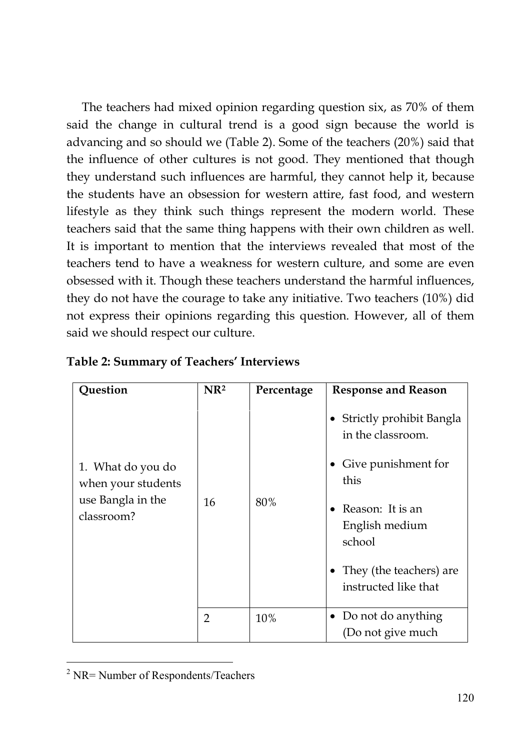The teachers had mixed opinion regarding question six, as 70% of them said the change in cultural trend is a good sign because the world is advancing and so should we (Table 2). Some of the teachers (20%) said that the influence of other cultures is not good. They mentioned that though they understand such influences are harmful, they cannot help it, because the students have an obsession for western attire, fast food, and western lifestyle as they think such things represent the modern world. These teachers said that the same thing happens with their own children as well. It is important to mention that the interviews revealed that most of the teachers tend to have a weakness for western culture, and some are even obsessed with it. Though these teachers understand the harmful influences, they do not have the courage to take any initiative. Two teachers (10%) did not express their opinions regarding this question. However, all of them said we should respect our culture.

**Table 2: Summary of Teachers' Interviews**

| Question | NR[2] | Percentage | Response and Reason |
|---|---|---|---|
| 1. What do you do when your students use Bangla in the classroom? | 16 | 80% | • Strictly prohibit Bangla in the classroom.<br>• Give punishment for this<br>• Reason: It is an English medium school<br>• They (the teachers) are instructed like that |
| | 2 | 10% | • Do not do anything (Do not give much |

[2] NR= Number of Respondents/Teachers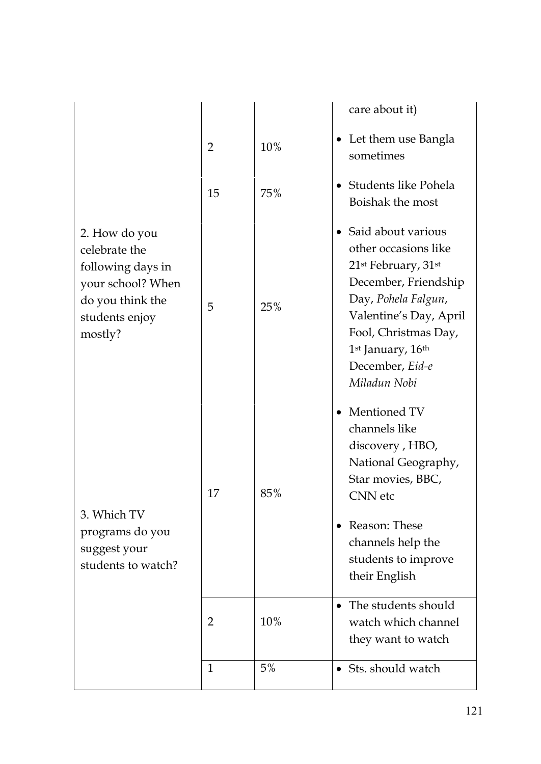| | | | |
|---|---|---|---|
| | | | care about it) |
| | 2 | 10% | • Let them use Bangla sometimes |
| 2. How do you celebrate the following days in your school? When do you think the students enjoy mostly? | 15 | 75% | • Students like Pohela Boishak the most |
| | 5 | 25% | • Said about various other occasions like 21st February, 31st December, Friendship Day, *Pohela Falgun*, Valentine's Day, April Fool, Christmas Day, 1st January, 16th December, *Eid-e Miladun Nobi* |
| 3. Which TV programs do you suggest your students to watch? | 17 | 85% | • Mentioned TV channels like discovery , HBO, National Geography, Star movies, BBC, CNN etc<br>• Reason: These channels help the students to improve their English |
| | 2 | 10% | • The students should watch which channel they want to watch |
| | 1 | 5% | • Sts. should watch |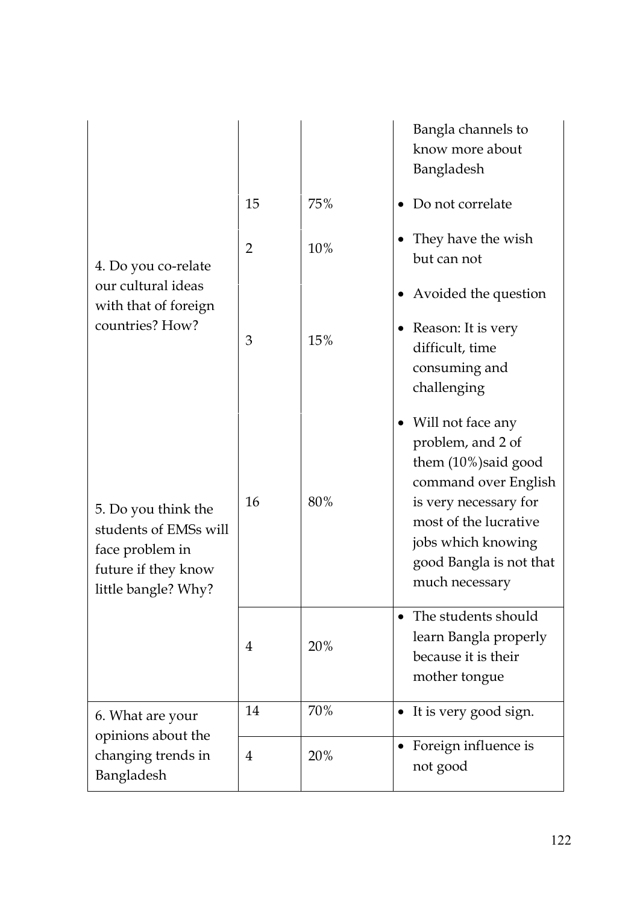| | | | |
|---|---|---|---|
| | | | Bangla channels to know more about Bangladesh |
| 4. Do you co-relate our cultural ideas with that of foreign countries? How? | 15 | 75% | • Do not correlate |
| | 2 | 10% | • They have the wish but can not |
| | 3 | 15% | • Avoided the question<br>• Reason: It is very difficult, time consuming and challenging |
| 5. Do you think the students of EMSs will face problem in future if they know little bangle? Why? | 16 | 80% | • Will not face any problem, and 2 of them (10%)said good command over English is very necessary for most of the lucrative jobs which knowing good Bangla is not that much necessary |
| | 4 | 20% | • The students should learn Bangla properly because it is their mother tongue |
| 6. What are your opinions about the changing trends in Bangladesh | 14 | 70% | • It is very good sign. |
| | 4 | 20% | • Foreign influence is not good |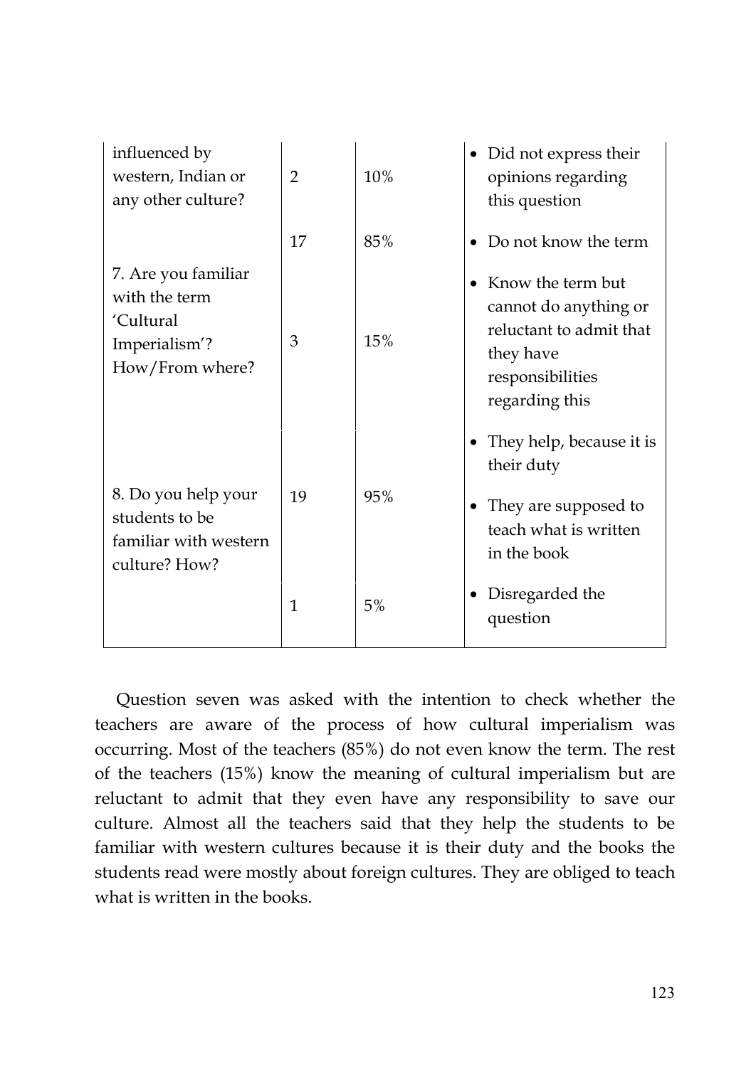| | | | |
|---|---|---|---|
| influenced by western, Indian or any other culture? | 2 | 10% | • Did not express their opinions regarding this question |
| 7. Are you familiar with the term 'Cultural Imperialism'? How/From where? | 17 | 85% | • Do not know the term |
| | 3 | 15% | • Know the term but cannot do anything or reluctant to admit that they have responsibilities regarding this |
| 8. Do you help your students to be familiar with western culture? How? | 19 | 95% | • They help, because it is their duty<br>• They are supposed to teach what is written in the book |
| | 1 | 5% | • Disregarded the question |

Question seven was asked with the intention to check whether the teachers are aware of the process of how cultural imperialism was occurring. Most of the teachers (85%) do not even know the term. The rest of the teachers (15%) know the meaning of cultural imperialism but are reluctant to admit that they even have any responsibility to save our culture. Almost all the teachers said that they help the students to be familiar with western cultures because it is their duty and the books the students read were mostly about foreign cultures. They are obliged to teach what is written in the books.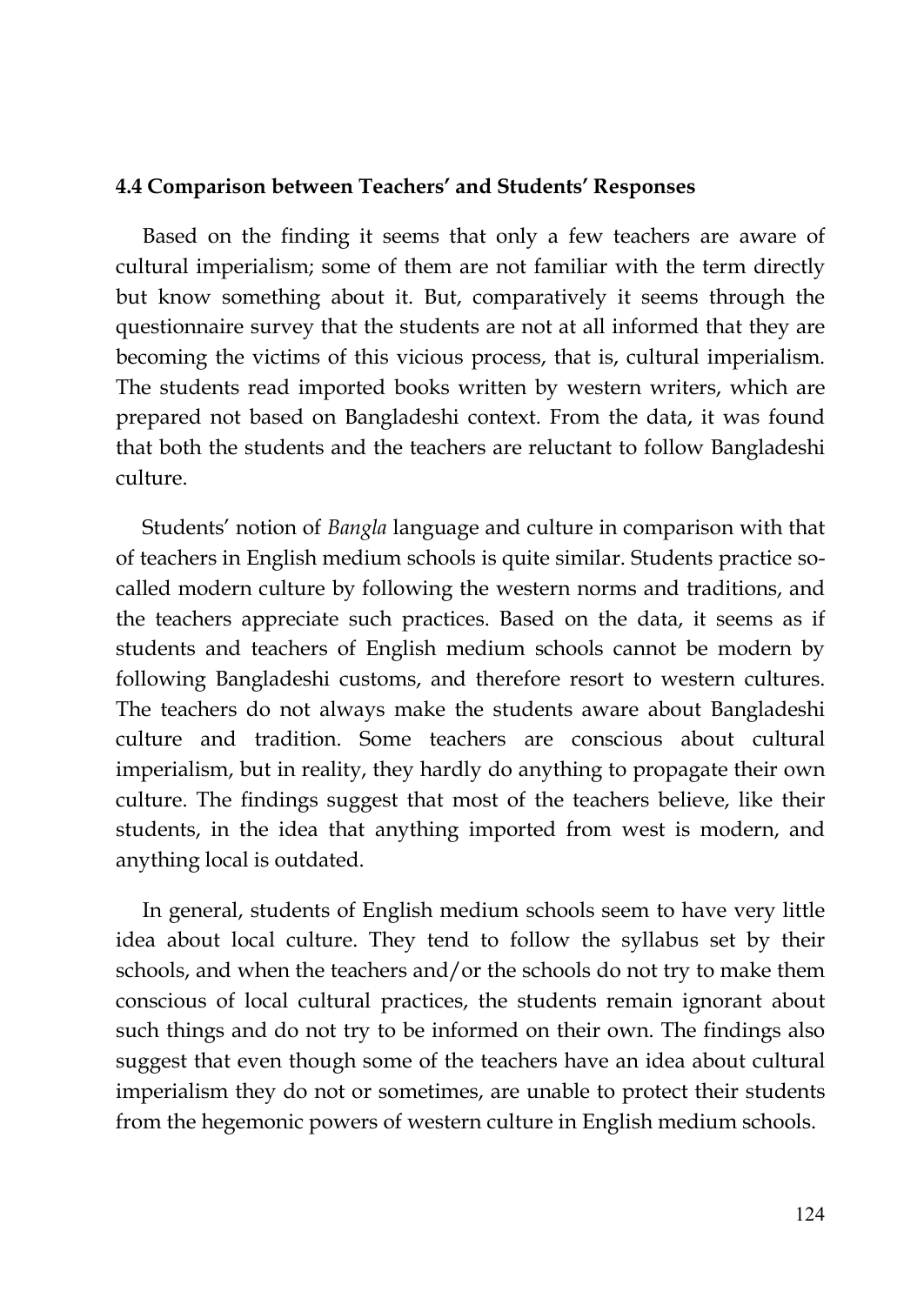### 4.4 Comparison between Teachers' and Students' Responses

Based on the finding it seems that only a few teachers are aware of cultural imperialism; some of them are not familiar with the term directly but know something about it. But, comparatively it seems through the questionnaire survey that the students are not at all informed that they are becoming the victims of this vicious process, that is, cultural imperialism. The students read imported books written by western writers, which are prepared not based on Bangladeshi context. From the data, it was found that both the students and the teachers are reluctant to follow Bangladeshi culture.

Students' notion of *Bangla* language and culture in comparison with that of teachers in English medium schools is quite similar. Students practice so-called modern culture by following the western norms and traditions, and the teachers appreciate such practices. Based on the data, it seems as if students and teachers of English medium schools cannot be modern by following Bangladeshi customs, and therefore resort to western cultures. The teachers do not always make the students aware about Bangladeshi culture and tradition. Some teachers are conscious about cultural imperialism, but in reality, they hardly do anything to propagate their own culture. The findings suggest that most of the teachers believe, like their students, in the idea that anything imported from west is modern, and anything local is outdated.

In general, students of English medium schools seem to have very little idea about local culture. They tend to follow the syllabus set by their schools, and when the teachers and/or the schools do not try to make them conscious of local cultural practices, the students remain ignorant about such things and do not try to be informed on their own. The findings also suggest that even though some of the teachers have an idea about cultural imperialism they do not or sometimes, are unable to protect their students from the hegemonic powers of western culture in English medium schools.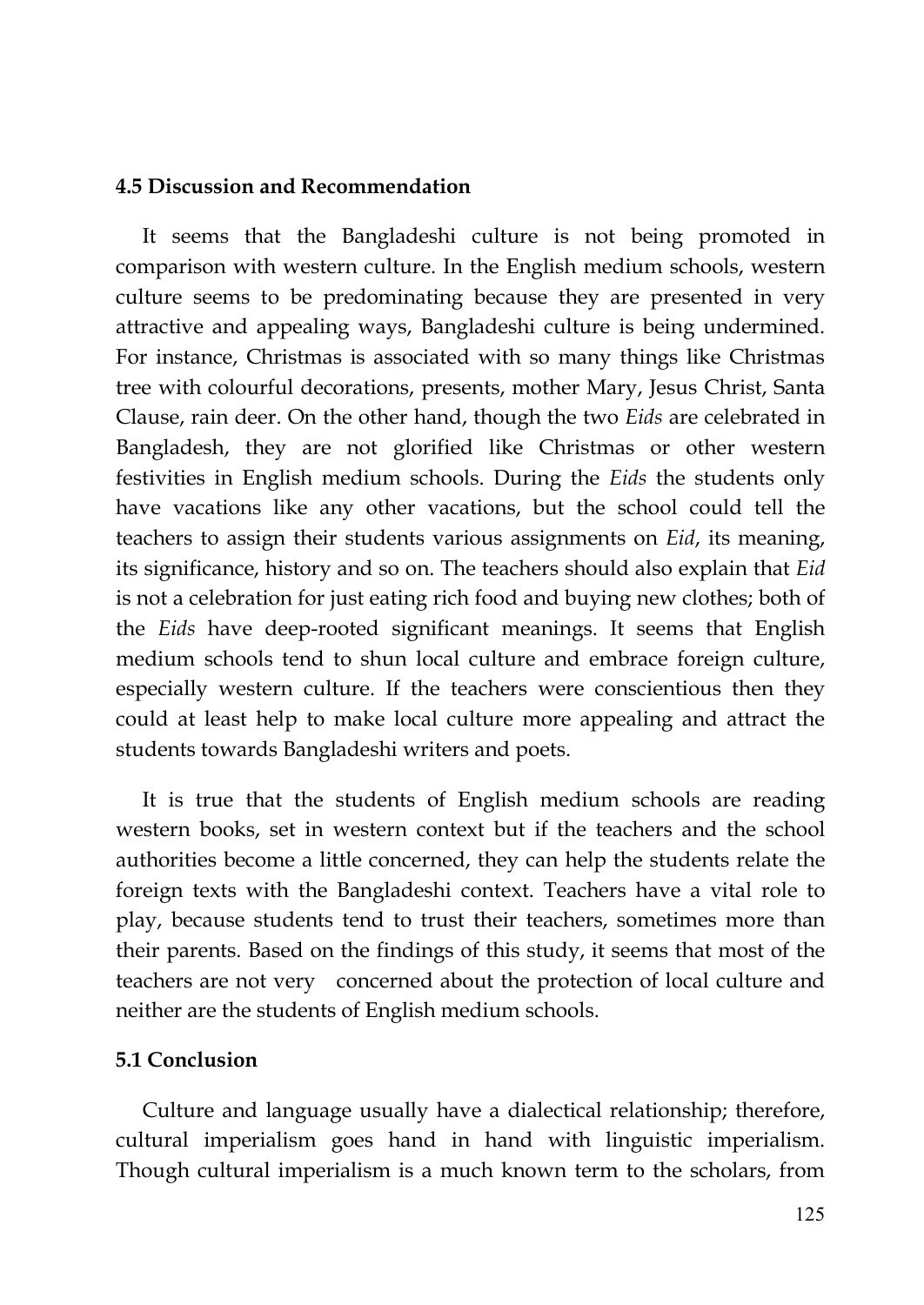### 4.5 Discussion and Recommendation

It seems that the Bangladeshi culture is not being promoted in comparison with western culture. In the English medium schools, western culture seems to be predominating because they are presented in very attractive and appealing ways, Bangladeshi culture is being undermined. For instance, Christmas is associated with so many things like Christmas tree with colourful decorations, presents, mother Mary, Jesus Christ, Santa Clause, rain deer. On the other hand, though the two *Eids* are celebrated in Bangladesh, they are not glorified like Christmas or other western festivities in English medium schools. During the *Eids* the students only have vacations like any other vacations, but the school could tell the teachers to assign their students various assignments on *Eid*, its meaning, its significance, history and so on. The teachers should also explain that *Eid* is not a celebration for just eating rich food and buying new clothes; both of the *Eids* have deep-rooted significant meanings. It seems that English medium schools tend to shun local culture and embrace foreign culture, especially western culture. If the teachers were conscientious then they could at least help to make local culture more appealing and attract the students towards Bangladeshi writers and poets.

It is true that the students of English medium schools are reading western books, set in western context but if the teachers and the school authorities become a little concerned, they can help the students relate the foreign texts with the Bangladeshi context. Teachers have a vital role to play, because students tend to trust their teachers, sometimes more than their parents. Based on the findings of this study, it seems that most of the teachers are not very concerned about the protection of local culture and neither are the students of English medium schools.

### 5.1 Conclusion

Culture and language usually have a dialectical relationship; therefore, cultural imperialism goes hand in hand with linguistic imperialism. Though cultural imperialism is a much known term to the scholars, from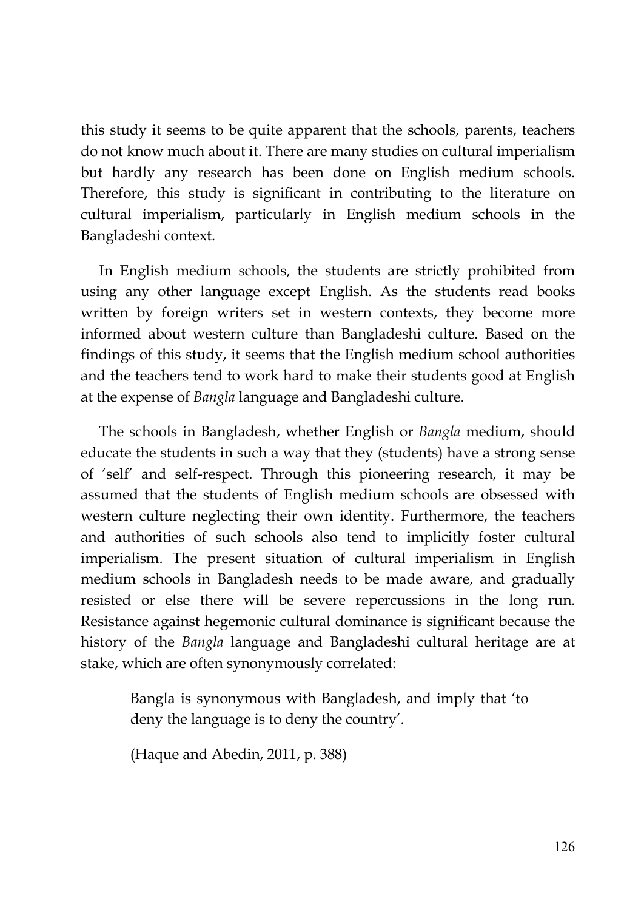this study it seems to be quite apparent that the schools, parents, teachers do not know much about it. There are many studies on cultural imperialism but hardly any research has been done on English medium schools. Therefore, this study is significant in contributing to the literature on cultural imperialism, particularly in English medium schools in the Bangladeshi context.

In English medium schools, the students are strictly prohibited from using any other language except English. As the students read books written by foreign writers set in western contexts, they become more informed about western culture than Bangladeshi culture. Based on the findings of this study, it seems that the English medium school authorities and the teachers tend to work hard to make their students good at English at the expense of *Bangla* language and Bangladeshi culture.

The schools in Bangladesh, whether English or *Bangla* medium, should educate the students in such a way that they (students) have a strong sense of 'self' and self-respect. Through this pioneering research, it may be assumed that the students of English medium schools are obsessed with western culture neglecting their own identity. Furthermore, the teachers and authorities of such schools also tend to implicitly foster cultural imperialism. The present situation of cultural imperialism in English medium schools in Bangladesh needs to be made aware, and gradually resisted or else there will be severe repercussions in the long run. Resistance against hegemonic cultural dominance is significant because the history of the *Bangla* language and Bangladeshi cultural heritage are at stake, which are often synonymously correlated:

> Bangla is synonymous with Bangladesh, and imply that 'to deny the language is to deny the country'.
>
> (Haque and Abedin, 2011, p. 388)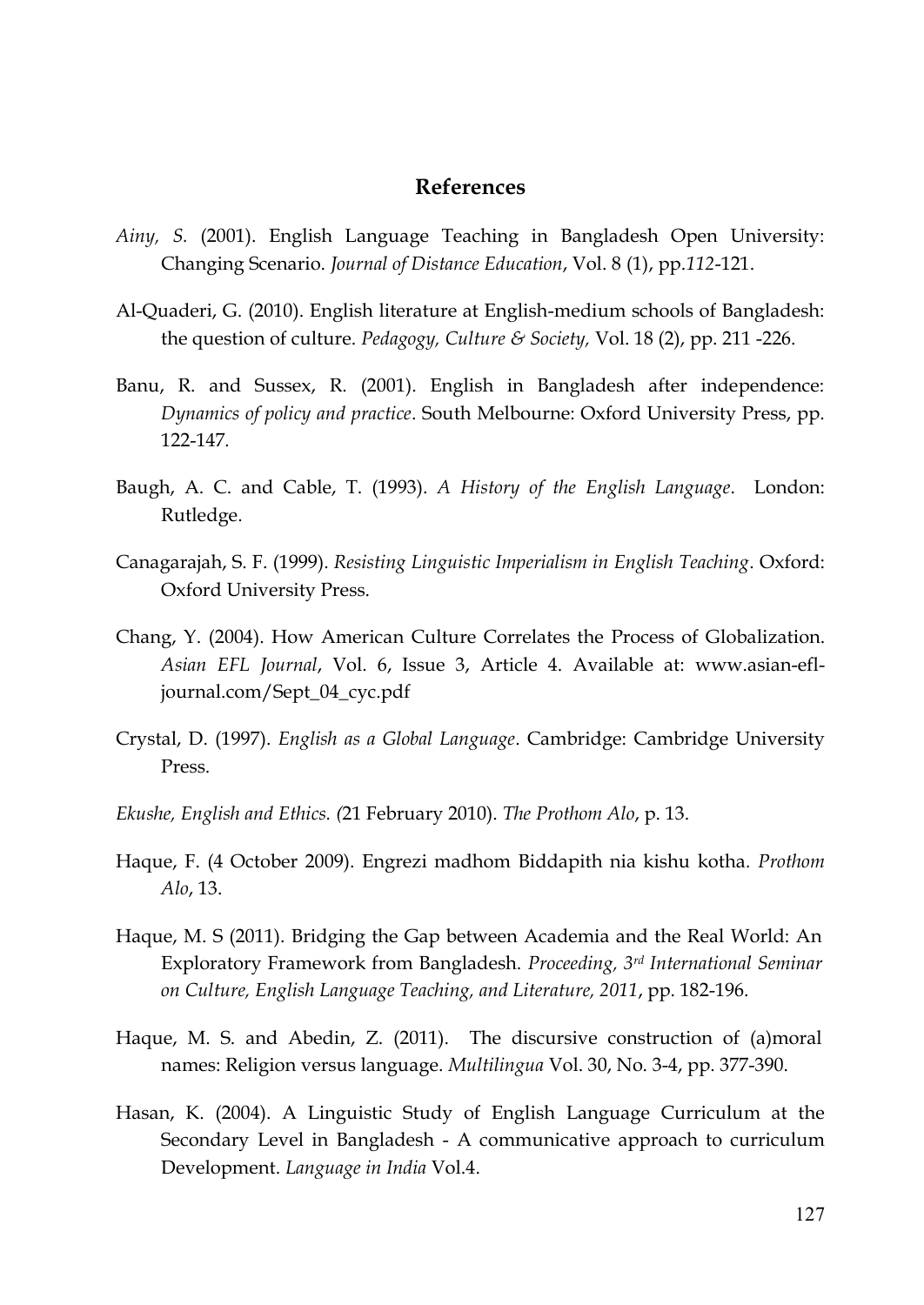## References

*Ainy, S.* (2001). English Language Teaching in Bangladesh Open University: Changing Scenario. *Journal of Distance Education*, Vol. 8 (1), pp.*112*-121.

Al-Quaderi, G. (2010). English literature at English-medium schools of Bangladesh: the question of culture. *Pedagogy, Culture & Society,* Vol. 18 (2), pp. 211 -226.

Banu, R. and Sussex, R. (2001). English in Bangladesh after independence: *Dynamics of policy and practice*. South Melbourne: Oxford University Press, pp. 122-147.

Baugh, A. C. and Cable, T. (1993). *A History of the English Language*. London: Rutledge.

Canagarajah, S. F. (1999). *Resisting Linguistic Imperialism in English Teaching*. Oxford: Oxford University Press.

Chang, Y. (2004). How American Culture Correlates the Process of Globalization. *Asian EFL Journal*, Vol. 6, Issue 3, Article 4. Available at: www.asian-efl-journal.com/Sept_04_cyc.pdf

Crystal, D. (1997). *English as a Global Language*. Cambridge: Cambridge University Press.

*Ekushe, English and Ethics. (*21 February 2010). *The Prothom Alo*, p. 13.

Haque, F. (4 October 2009). Engrezi madhom Biddapith nia kishu kotha. *Prothom Alo*, 13.

Haque, M. S (2011). Bridging the Gap between Academia and the Real World: An Exploratory Framework from Bangladesh. *Proceeding, 3rd International Seminar on Culture, English Language Teaching, and Literature, 2011*, pp. 182-196.

Haque, M. S. and Abedin, Z. (2011). The discursive construction of (a)moral names: Religion versus language. *Multilingua* Vol. 30, No. 3-4, pp. 377-390.

Hasan, K. (2004). A Linguistic Study of English Language Curriculum at the Secondary Level in Bangladesh - A communicative approach to curriculum Development. *Language in India* Vol.4.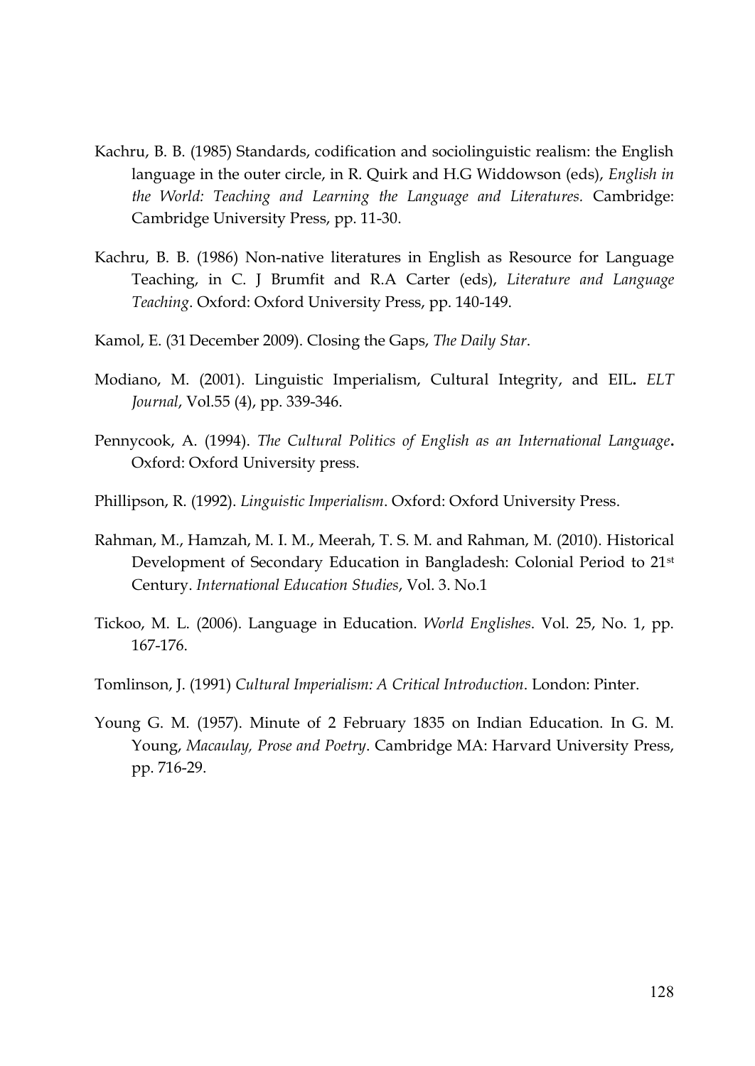Kachru, B. B. (1985) Standards, codification and sociolinguistic realism: the English language in the outer circle, in R. Quirk and H.G Widdowson (eds), *English in the World: Teaching and Learning the Language and Literatures.* Cambridge: Cambridge University Press, pp. 11-30.

Kachru, B. B. (1986) Non-native literatures in English as Resource for Language Teaching, in C. J Brumfit and R.A Carter (eds), *Literature and Language Teaching*. Oxford: Oxford University Press, pp. 140-149.

Kamol, E. (31 December 2009). Closing the Gaps, *The Daily Star*.

Modiano, M. (2001). Linguistic Imperialism, Cultural Integrity, and EIL**.** *ELT Journal*, Vol.55 (4), pp. 339-346.

Pennycook, A. (1994). *The Cultural Politics of English as an International Language***.** Oxford: Oxford University press.

Phillipson, R. (1992). *Linguistic Imperialism*. Oxford: Oxford University Press.

Rahman, M., Hamzah, M. I. M., Meerah, T. S. M. and Rahman, M. (2010). Historical Development of Secondary Education in Bangladesh: Colonial Period to 21st Century. *International Education Studies*, Vol. 3. No.1

Tickoo, M. L. (2006). Language in Education. *World Englishes*. Vol. 25, No. 1, pp. 167-176.

Tomlinson, J. (1991) *Cultural Imperialism: A Critical Introduction*. London: Pinter.

Young G. M. (1957). Minute of 2 February 1835 on Indian Education. In G. M. Young, *Macaulay, Prose and Poetry*. Cambridge MA: Harvard University Press, pp. 716-29.